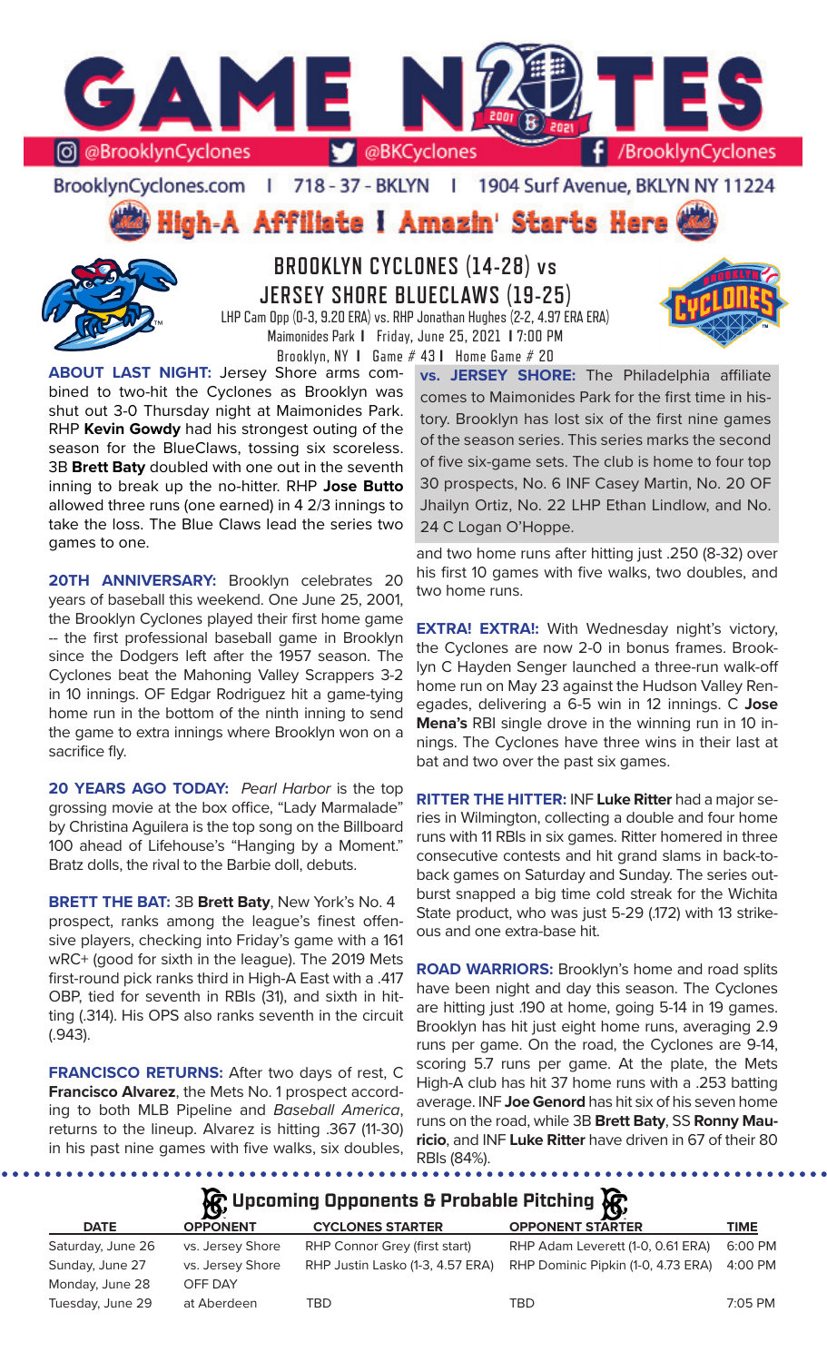# GAME NOTES

@BrooklynCyclones | @BKCyclones | /BrooklynCyclones

BrooklynCyclones.com | 718 - 37 - BKLYN | 1904 Surf Avenue, BKLYN NY 11224

**High-A Affiliate | Amazin' Starts Here**

## BROOKLYN CYCLONES (14-28) vs JERSEY SHORE BLUECLAWS (19-25)

LHP Cam Opp (0-3, 9.20 ERA) vs. RHP Jonathan Hughes (2-2, 4.97 ERA ERA)
Maimonides Park | Friday, June 25, 2021 | 7:00 PM
Brooklyn, NY | Game # 43 | Home Game # 20

**ABOUT LAST NIGHT:** Jersey Shore arms combined to two-hit the Cyclones as Brooklyn was shut out 3-0 Thursday night at Maimonides Park. RHP **Kevin Gowdy** had his strongest outing of the season for the BlueClaws, tossing six scoreless. 3B **Brett Baty** doubled with one out in the seventh inning to break up the no-hitter. RHP **Jose Butto** allowed three runs (one earned) in 4 2/3 innings to take the loss. The Blue Claws lead the series two games to one.

**20TH ANNIVERSARY:** Brooklyn celebrates 20 years of baseball this weekend. One June 25, 2001, the Brooklyn Cyclones played their first home game -- the first professional baseball game in Brooklyn since the Dodgers left after the 1957 season. The Cyclones beat the Mahoning Valley Scrappers 3-2 in 10 innings. OF Edgar Rodriguez hit a game-tying home run in the bottom of the ninth inning to send the game to extra innings where Brooklyn won on a sacrifice fly.

**20 YEARS AGO TODAY:** *Pearl Harbor* is the top grossing movie at the box office, "Lady Marmalade" by Christina Aguilera is the top song on the Billboard 100 ahead of Lifehouse's "Hanging by a Moment." Bratz dolls, the rival to the Barbie doll, debuts.

**BRETT THE BAT:** 3B **Brett Baty**, New York's No. 4 prospect, ranks among the league's finest offensive players, checking into Friday's game with a 161 wRC+ (good for sixth in the league). The 2019 Mets first-round pick ranks third in High-A East with a .417 OBP, tied for seventh in RBIs (31), and sixth in hitting (.314). His OPS also ranks seventh in the circuit (.943).

**FRANCISCO RETURNS:** After two days of rest, C **Francisco Alvarez**, the Mets No. 1 prospect according to both MLB Pipeline and *Baseball America*, returns to the lineup. Alvarez is hitting .367 (11-30) in his past nine games with five walks, six doubles, and two home runs after hitting just .250 (8-32) over his first 10 games with five walks, two doubles, and two home runs.

**vs. JERSEY SHORE:** The Philadelphia affiliate comes to Maimonides Park for the first time in his-tory. Brooklyn has lost six of the first nine games of the season series. This series marks the second of five six-game sets. The club is home to four top 30 prospects, No. 6 INF Casey Martin, No. 20 OF Jhailyn Ortiz, No. 22 LHP Ethan Lindlow, and No. 24 C Logan O'Hoppe.

**EXTRA! EXTRA!:** With Wednesday night's victory, the Cyclones are now 2-0 in bonus frames. Brooklyn C Hayden Senger launched a three-run walk-off home run on May 23 against the Hudson Valley Renegades, delivering a 6-5 win in 12 innings. C **Jose Mena's** RBI single drove in the winning run in 10 innings. The Cyclones have three wins in their last at bat and two over the past six games.

**RITTER THE HITTER:** INF **Luke Ritter** had a major series in Wilmington, collecting a double and four home runs with 11 RBIs in six games. Ritter homered in three consecutive contests and hit grand slams in back-to-back games on Saturday and Sunday. The series outburst snapped a big time cold streak for the Wichita State product, who was just 5-29 (.172) with 13 strikeous and one extra-base hit.

**ROAD WARRIORS:** Brooklyn's home and road splits have been night and day this season. The Cyclones are hitting just .190 at home, going 5-14 in 19 games. Brooklyn has hit just eight home runs, averaging 2.9 runs per game. On the road, the Cyclones are 9-14, scoring 5.7 runs per game. At the plate, the Mets High-A club has hit 37 home runs with a .253 batting average. INF **Joe Genord** has hit six of his seven home runs on the road, while 3B **Brett Baty**, SS **Ronny Mauricio**, and INF **Luke Ritter** have driven in 67 of their 80 RBIs (84%).

### Upcoming Opponents & Probable Pitching

| DATE | OPPONENT | CYCLONES STARTER | OPPONENT STARTER | TIME |
|---|---|---|---|---|
| Saturday, June 26 | vs. Jersey Shore | RHP Connor Grey (first start) | RHP Adam Leverett (1-0, 0.61 ERA) | 6:00 PM |
| Sunday, June 27 | vs. Jersey Shore | RHP Justin Lasko (1-3, 4.57 ERA) | RHP Dominic Pipkin (1-0, 4.73 ERA) | 4:00 PM |
| Monday, June 28 | OFF DAY | | | |
| Tuesday, June 29 | at Aberdeen | TBD | TBD | 7:05 PM |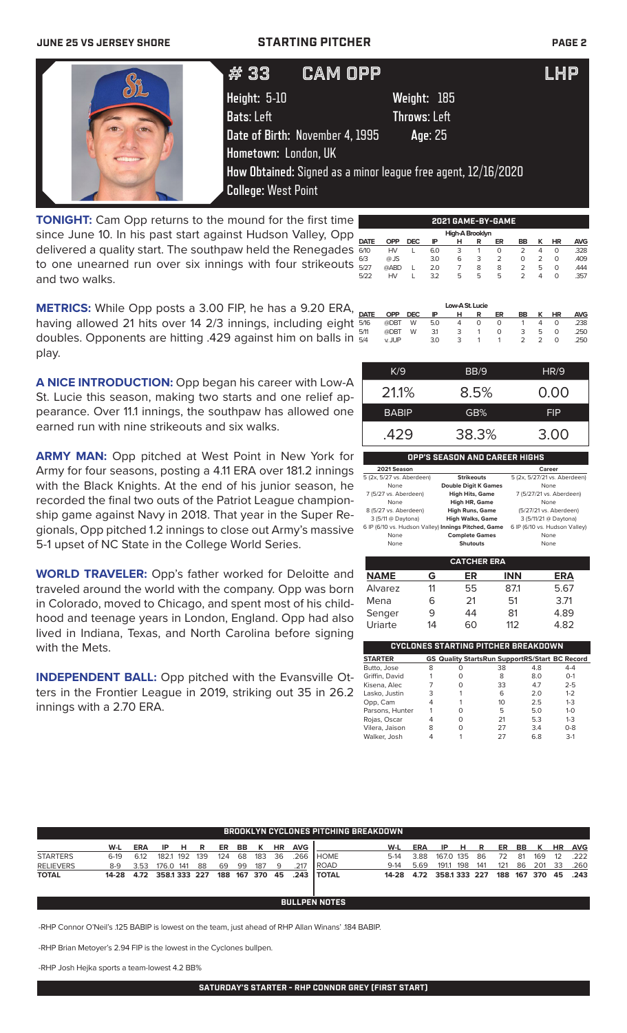# STARTING PITCHER

## # 33 CAM OPP — LHP

**Height:** 5-10 **Weight:** 185
**Bats:** Left **Throws:** Left
**Date of Birth:** November 4, 1995 **Age:** 25
**Hometown:** London, UK
**How Obtained:** Signed as a minor league free agent, 12/16/2020
**College:** West Point

**TONIGHT:** Cam Opp returns to the mound for the first time since June 10. In his past start against Hudson Valley, Opp delivered a quality start. The southpaw held the Renegades to one unearned run over six innings with four strikeouts and two walks.

**METRICS:** While Opp posts a 3.00 FIP, he has a 9.20 ERA, having allowed 21 hits over 14 2/3 innings, including eight doubles. Opponents are hitting .429 against him on balls in play.

**A NICE INTRODUCTION:** Opp began his career with Low-A St. Lucie this season, making two starts and one relief appearance. Over 11.1 innings, the southpaw has allowed one earned run with nine strikeouts and six walks.

**ARMY MAN:** Opp pitched at West Point in New York for Army for four seasons, posting a 4.11 ERA over 181.2 innings with the Black Knights. At the end of his junior season, he recorded the final two outs of the Patriot League championship game against Navy in 2018. That year in the Super Regionals, Opp pitched 1.2 innings to close out Army's massive 5-1 upset of NC State in the College World Series.

**WORLD TRAVELER:** Opp's father worked for Deloitte and traveled around the world with the company. Opp was born in Colorado, moved to Chicago, and spent most of his childhood and teenage years in London, England. Opp had also lived in Indiana, Texas, and North Carolina before signing with the Mets.

**INDEPENDENT BALL:** Opp pitched with the Evansville Otters in the Frontier League in 2019, striking out 35 in 26.2 innings with a 2.70 ERA.

### 2021 GAME-BY-GAME

**High-A Brooklyn**

| DATE | OPP | DEC | IP | H | R | ER | BB | K | HR | AVG |
|---|---|---|---|---|---|---|---|---|---|---|
| 6/10 | HV | L | 6.0 | 3 | 1 | 0 | 2 | 4 | 0 | .328 |
| 6/3 | @JS | | 3.0 | 6 | 3 | 2 | 0 | 2 | 0 | .409 |
| 5/27 | @ABD | L | 2.0 | 7 | 8 | 8 | 2 | 5 | 0 | .444 |
| 5/22 | HV | L | 3.2 | 5 | 5 | 5 | 2 | 4 | 0 | .357 |

**Low-A St. Lucie**

| DATE | OPP | DEC | IP | H | R | ER | BB | K | HR | AVG |
|---|---|---|---|---|---|---|---|---|---|---|
| 5/16 | @DBT | W | 5.0 | 4 | 0 | 0 | 1 | 4 | 0 | .238 |
| 5/11 | @DBT | W | 3.1 | 3 | 1 | 0 | 3 | 5 | 0 | .250 |
| 5/4 | v.JUP | | 3.0 | 3 | 1 | 1 | 2 | 2 | 0 | .250 |

| K/9 | BB/9 | HR/9 |
|---|---|---|
| 21.1% | 8.5% | 0.00 |
| **BABIP** | **GB%** | **FIP** |
| .429 | 38.3% | 3.00 |

### OPP'S SEASON AND CAREER HIGHS

| 2021 Season | | Career |
|---|---|---|
| 5 (2x, 5/27 vs. Aberdeen) | Strikeouts | 5 (2x, 5/27/21 vs. Aberdeen) |
| None | Double Digit K Games | None |
| 7 (5/27 vs. Aberdeen) | High Hits, Game | 7 (5/27/21 vs. Aberdeen) |
| None | High HR, Game | None |
| 8 (5/27 vs. Aberdeen) | High Runs, Game | (5/27/21 vs. Aberdeen) |
| 3 (5/11 @ Daytona) | High Walks, Game | 3 (5/11/21 @ Daytona) |
| 6 IP (6/10 vs. Hudson Valley) | Innings Pitched, Game | 6 IP (6/10 vs. Hudson Valley) |
| None | Complete Games | None |
| None | Shutouts | None |

### CATCHER ERA

| NAME | G | ER | INN | ERA |
|---|---|---|---|---|
| Alvarez | 11 | 55 | 87.1 | 5.67 |
| Mena | 6 | 21 | 51 | 3.71 |
| Senger | 9 | 44 | 81 | 4.89 |
| Uriarte | 14 | 60 | 112 | 4.82 |

### CYCLONES STARTING PITCHER BREAKDOWN

| STARTER | GS | Quality Starts | Run Support | RS/Start | BC Record |
|---|---|---|---|---|---|
| Butto, Jose | 8 | 0 | 38 | 4.8 | 4-4 |
| Griffin, David | 1 | 0 | 8 | 8.0 | 0-1 |
| Kisena, Alec | 7 | 0 | 33 | 4.7 | 2-5 |
| Lasko, Justin | 3 | 1 | 6 | 2.0 | 1-2 |
| Opp, Cam | 4 | 1 | 10 | 2.5 | 1-3 |
| Parsons, Hunter | 1 | 0 | 5 | 5.0 | 1-0 |
| Rojas, Oscar | 4 | 0 | 21 | 5.3 | 1-3 |
| Vilera, Jaison | 8 | 0 | 27 | 3.4 | 0-8 |
| Walker, Josh | 4 | 1 | 27 | 6.8 | 3-1 |

### BROOKLYN CYCLONES PITCHING BREAKDOWN

| | W-L | ERA | IP | H | R | ER | BB | K | HR | AVG |
|---|---|---|---|---|---|---|---|---|---|---|
| STARTERS | 6-19 | 6.12 | 182.1 | 192 | 139 | 124 | 68 | 183 | 36 | .266 |
| RELIEVERS | 8-9 | 3.53 | 176.0 | 141 | 88 | 69 | 99 | 187 | 9 | .217 |
| TOTAL | 14-28 | 4.72 | 358.1 | 333 | 227 | 188 | 167 | 370 | 45 | .243 |

| | W-L | ERA | IP | H | R | ER | BB | K | HR | AVG |
|---|---|---|---|---|---|---|---|---|---|---|
| HOME | 5-14 | 3.88 | 167.0 | 135 | 86 | 72 | 81 | 169 | 12 | .222 |
| ROAD | 9-14 | 5.69 | 191.1 | 198 | 141 | 121 | 86 | 201 | 33 | .260 |
| TOTAL | 14-28 | 4.72 | 358.1 | 333 | 227 | 188 | 167 | 370 | 45 | .243 |

### BULLPEN NOTES

-RHP Connor O'Neil's .125 BABIP is lowest on the team, just ahead of RHP Allan Winans' .184 BABIP.

-RHP Brian Metoyer's 2.94 FIP is the lowest in the Cyclones bullpen.

-RHP Josh Hejka sports a team-lowest 4.2 BB%

### SATURDAY'S STARTER - RHP CONNOR GREY (FIRST START)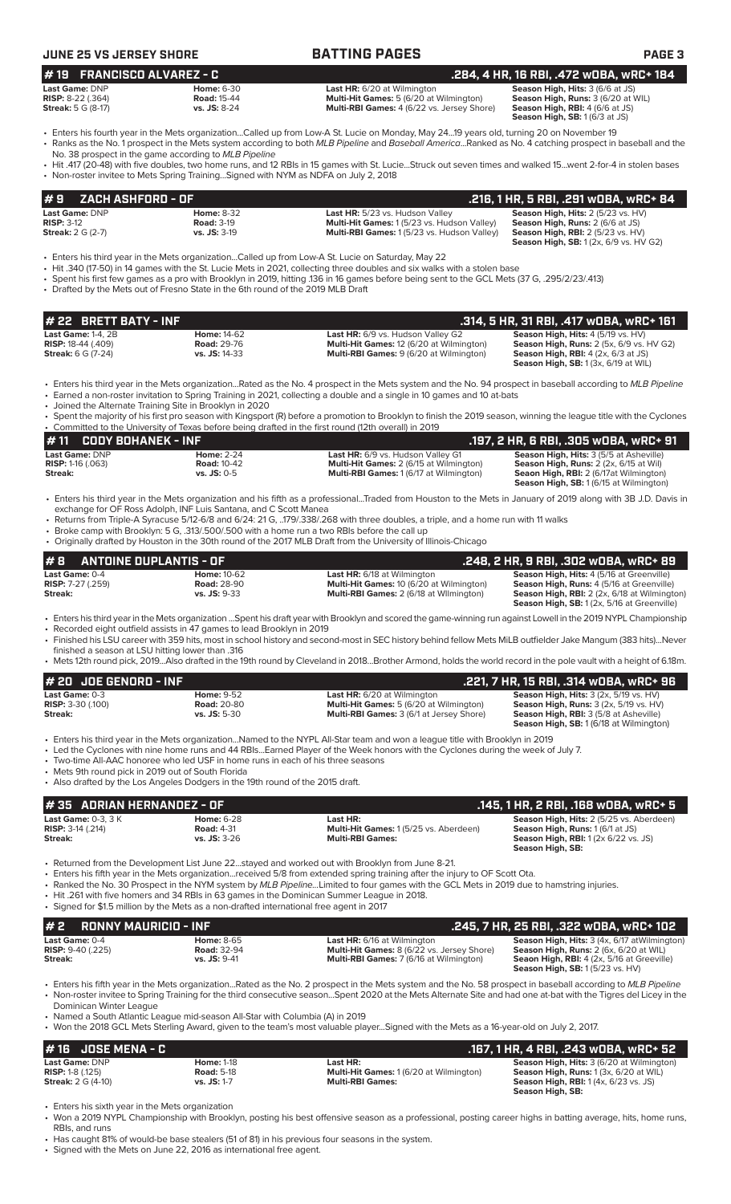## JUNE 25 VS JERSEY SHORE — BATTING PAGES

### # 19 FRANCISCO ALVAREZ - C — .284, 4 HR, 16 RBI, .472 wOBA, wRC+ 184

**Last Game:** DNP  
**RISP:** 8-22 (.364)  
**Streak:** 5 G (8-17)  
**Home:** 6-30  
**Road:** 15-44  
**vs. JS:** 8-24  
**Last HR:** 6/20 at Wilmington  
**Multi-Hit Games:** 5 (6/20 at Wilmington)  
**Multi-RBI Games:** 4 (6/22 vs. Jersey Shore)  
**Season High, Hits:** 3 (6/6 at JS)  
**Season High, Runs:** 3 (6/20 at WIL)  
**Season High, RBI:** 4 (6/6 at JS)  
**Season High, SB:** 1 (6/3 at JS)

- Enters his fourth year in the Mets organization...Called up from Low-A St. Lucie on Monday, May 24...19 years old, turning 20 on November 19
- Ranks as the No. 1 prospect in the Mets system according to both *MLB Pipeline* and *Baseball America*...Ranked as No. 4 catching prospect in baseball and the No. 38 prospect in the game according to *MLB Pipeline*
- Hit .417 (20-48) with five doubles, two home runs, and 12 RBIs in 15 games with St. Lucie...Struck out seven times and walked 15...went 2-for-4 in stolen bases
- Non-roster invitee to Mets Spring Training...Signed with NYM as NDFA on July 2, 2018

### # 9 ZACH ASHFORD - OF — .216, 1 HR, 5 RBI, .291 wOBA, wRC+ 84

**Last Game:** DNP  
**RISP:** 3-12  
**Streak:** 2 G (2-7)  
**Home:** 8-32  
**Road:** 3-19  
**vs. JS:** 3-19  
**Last HR:** 5/23 vs. Hudson Valley  
**Multi-Hit Games:** 1 (5/23 vs. Hudson Valley)  
**Multi-RBI Games:** 1 (5/23 vs. Hudson Valley)  
**Season High, Hits:** 2 (5/23 vs. HV)  
**Season High, Runs:** 2 (6/6 at JS)  
**Season High, RBI:** 2 (5/23 vs. HV)  
**Season High, SB:** 1 (2x, 6/9 vs. HV G2)

- Enters his third year in the Mets organization...Called up from Low-A St. Lucie on Saturday, May 22
- Hit .340 (17-50) in 14 games with the St. Lucie Mets in 2021, collecting three doubles and six walks with a stolen base
- Spent his first few games as a pro with Brooklyn in 2019, hitting .136 in 16 games before being sent to the GCL Mets (37 G, .295/2/23/.413)
- Drafted by the Mets out of Fresno State in the 6th round of the 2019 MLB Draft

### # 22 BRETT BATY - INF — .314, 5 HR, 31 RBI, .417 wOBA, wRC+ 161

**Last Game:** 1-4, 2B  
**RISP:** 18-44 (.409)  
**Streak:** 6 G (7-24)  
**Home:** 14-62  
**Road:** 29-76  
**vs. JS:** 14-33  
**Last HR:** 6/9 vs. Hudson Valley G2  
**Multi-Hit Games:** 12 (6/20 at Wilmington)  
**Multi-RBI Games:** 9 (6/20 at Wilmington)  
**Season High, Hits:** 4 (5/19 vs. HV)  
**Season High, Runs:** 2 (5x, 6/9 vs. HV G2)  
**Season High, RBI:** 4 (2x, 6/3 at JS)  
**Season High, SB:** 1 (3x, 6/19 at WIL)

- Enters his third year in the Mets organization...Rated as the No. 4 prospect in the Mets system and the No. 94 prospect in baseball according to *MLB Pipeline*
- Earned a non-roster invitation to Spring Training in 2021, collecting a double and a single in 10 games and 10 at-bats
- Joined the Alternate Training Site in Brooklyn in 2020
- Spent the majority of his first pro season with Kingsport (R) before a promotion to Brooklyn to finish the 2019 season, winning the league title with the Cyclones
- Committed to the University of Texas before being drafted in the first round (12th overall) in 2019

### # 11 CODY BOHANEK - INF — .197, 2 HR, 6 RBI, .305 wOBA, wRC+ 91

**Last Game:** DNP  
**RISP:** 1-16 (.063)  
**Streak:**  
**Home:** 2-24  
**Road:** 10-42  
**vs. JS:** 0-5  
**Last HR:** 6/9 vs. Hudson Valley G1  
**Multi-Hit Games:** 2 (6/15 at Wilmington)  
**Multi-RBI Games:** 1 (6/17 at Wilmington)  
**Season High, Hits:** 3 (5/5 at Asheville)  
**Season High, Runs:** 2 (2x, 6/15 at Wil)  
**Seaon High, RBI:** 2 (6/17at Wilmington)  
**Season High, SB:** 1 (6/15 at Wilmington)

- Enters his third year in the Mets organization and his fifth as a professional...Traded from Houston to the Mets in January of 2019 along with 3B J.D. Davis in exchange for OF Ross Adolph, INF Luis Santana, and C Scott Manea
- Returns from Triple-A Syracuse 5/12-6/8 and 6/24: 21 G, ..179/.338/.268 with three doubles, a triple, and a home run with 11 walks
- Broke camp with Brooklyn: 5 G, .313/.500/.500 with a home run a two RBIs before the call up
- Originally drafted by Houston in the 30th round of the 2017 MLB Draft from the University of Illinois-Chicago

### # 8 ANTOINE DUPLANTIS - OF — .248, 2 HR, 9 RBI, .302 wOBA, wRC+ 89

**Last Game:** 0-4  
**RISP:** 7-27 (.259)  
**Streak:**  
**Home:** 10-62  
**Road:** 28-90  
**vs. JS:** 9-33  
**Last HR:** 6/18 at Wilmington  
**Multi-Hit Games:** 10 (6/20 at Wilmington)  
**Multi-RBI Games:** 2 (6/18 at Wilmington)  
**Season High, Hits:** 4 (5/16 at Greenville)  
**Season High, Runs:** 4 (5/16 at Greenville)  
**Season High, RBI:** 2 (2x, 6/18 at Wilmington)  
**Season High, SB:** 1 (2x, 5/16 at Greenville)

- Enters his third year in the Mets organization ...Spent his draft year with Brooklyn and scored the game-winning run against Lowell in the 2019 NYPL Championship
- Recorded eight outfield assists in 47 games to lead Brooklyn in 2019
- Finished his LSU career with 359 hits, most in school history and second-most in SEC history behind fellow Mets MiLB outfielder Jake Mangum (383 hits)...Never finished a season at LSU hitting lower than .316
- Mets 12th round pick, 2019...Also drafted in the 19th round by Cleveland in 2018...Brother Armond, holds the world record in the pole vault with a height of 6.18m.

### # 20 JOE GENORD - INF — .221, 7 HR, 15 RBI, .314 wOBA, wRC+ 96

**Last Game:** 0-3  
**RISP:** 3-30 (.100)  
**Streak:**  
**Home:** 9-52  
**Road:** 20-80  
**vs. JS:** 5-30  
**Last HR:** 6/20 at Wilmington  
**Multi-Hit Games:** 5 (6/20 at Wilmington)  
**Multi-RBI Games:** 3 (6/1 at Jersey Shore)  
**Season High, Hits:** 3 (2x, 5/19 vs. HV)  
**Season High, Runs:** 3 (2x, 5/19 vs. HV)  
**Season High, RBI:** 3 (5/8 at Asheville)  
**Season High, SB:** 1 (6/18 at Wilmington)

- Enters his third year in the Mets organization...Named to the NYPL All-Star team and won a league title with Brooklyn in 2019
- Led the Cyclones with nine home runs and 44 RBIs...Earned Player of the Week honors with the Cyclones during the week of July 7.
- Two-time All-AAC honoree who led USF in home runs in each of his three seasons
- Mets 9th round pick in 2019 out of South Florida
- Also drafted by the Los Angeles Dodgers in the 19th round of the 2015 draft.

### # 35 ADRIAN HERNANDEZ - OF — .145, 1 HR, 2 RBI, .168 wOBA, wRC+ 5

**Last Game:** 0-3, 3 K  
**RISP:** 3-14 (.214)  
**Streak:**  
**Home:** 6-28  
**Road:** 4-31  
**vs. JS:** 3-26  
**Last HR:**  
**Multi-Hit Games:** 1 (5/25 vs. Aberdeen)  
**Multi-RBI Games:**  
**Season High, Hits:** 2 (5/25 vs. Aberdeen)  
**Season High, Runs:** 1 (6/1 at JS)  
**Season High, RBI:** 1 (2x 6/22 vs. JS)  
**Season High, SB:**

- Returned from the Development List June 22...stayed and worked out with Brooklyn from June 8-21.
- Enters his fifth year in the Mets organization...received 5/8 from extended spring training after the injury to OF Scott Ota.
- Ranked the No. 30 Prospect in the NYM system by *MLB Pipeline*...Limited to four games with the GCL Mets in 2019 due to hamstring injuries.
- Hit .261 with five homers and 34 RBIs in 63 games in the Dominican Summer League in 2018.
- Signed for $1.5 million by the Mets as a non-drafted international free agent in 2017

### # 2 RONNY MAURICIO - INF — .245, 7 HR, 25 RBI, .322 wOBA, wRC+ 102

**Last Game:** 0-4  
**RISP:** 9-40 (.225)  
**Streak:**  
**Home:** 8-65  
**Road:** 32-94  
**vs. JS:** 9-41  
**Last HR:** 6/16 at Wilmington  
**Multi-Hit Games:** 8 (6/22 vs. Jersey Shore)  
**Multi-RBI Games:** 7 (6/16 at Wilmington)  
**Season High, Hits:** 3 (4x, 6/17 atWilmington)  
**Season High, Runs:** 2 (6x, 6/20 at WIL)  
**Seaon High, RBI:** 4 (2x, 5/16 at Greeville)  
**Season High, SB:** 1 (5/23 vs. HV)

- Enters his fifth year in the Mets organization...Rated as the No. 2 prospect in the Mets system and the No. 58 prospect in baseball according to *MLB Pipeline*
- Non-roster invitee to Spring Training for the third consecutive season...Spent 2020 at the Mets Alternate Site and had one at-bat with the Tigres del Licey in the Dominican Winter League
- Named a South Atlantic League mid-season All-Star with Columbia (A) in 2019
- Won the 2018 GCL Mets Sterling Award, given to the team's most valuable player...Signed with the Mets as a 16-year-old on July 2, 2017.

### # 16 JOSE MENA - C — .167, 1 HR, 4 RBI, .243 wOBA, wRC+ 52

**Last Game:** DNP  
**RISP:** 1-8 (.125)  
**Streak:** 2 G (4-10)  
**Home:** 1-18  
**Road:** 5-18  
**vs. JS:** 1-7  
**Last HR:**  
**Multi-Hit Games:** 1 (6/20 at Wilmington)  
**Multi-RBI Games:**  
**Season High, Hits:** 3 (6/20 at Wilmington)  
**Season High, Runs:** 1 (3x, 6/20 at WIL)  
**Season High, RBI:** 1 (4x, 6/23 vs. JS)  
**Season High, SB:**

- Enters his sixth year in the Mets organization
- Won a 2019 NYPL Championship with Brooklyn, posting his best offensive season as a professional, posting career highs in batting average, hits, home runs, RBIs, and runs
- Has caught 81% of would-be base stealers (51 of 81) in his previous four seasons in the system.
- Signed with the Mets on June 22, 2016 as international free agent.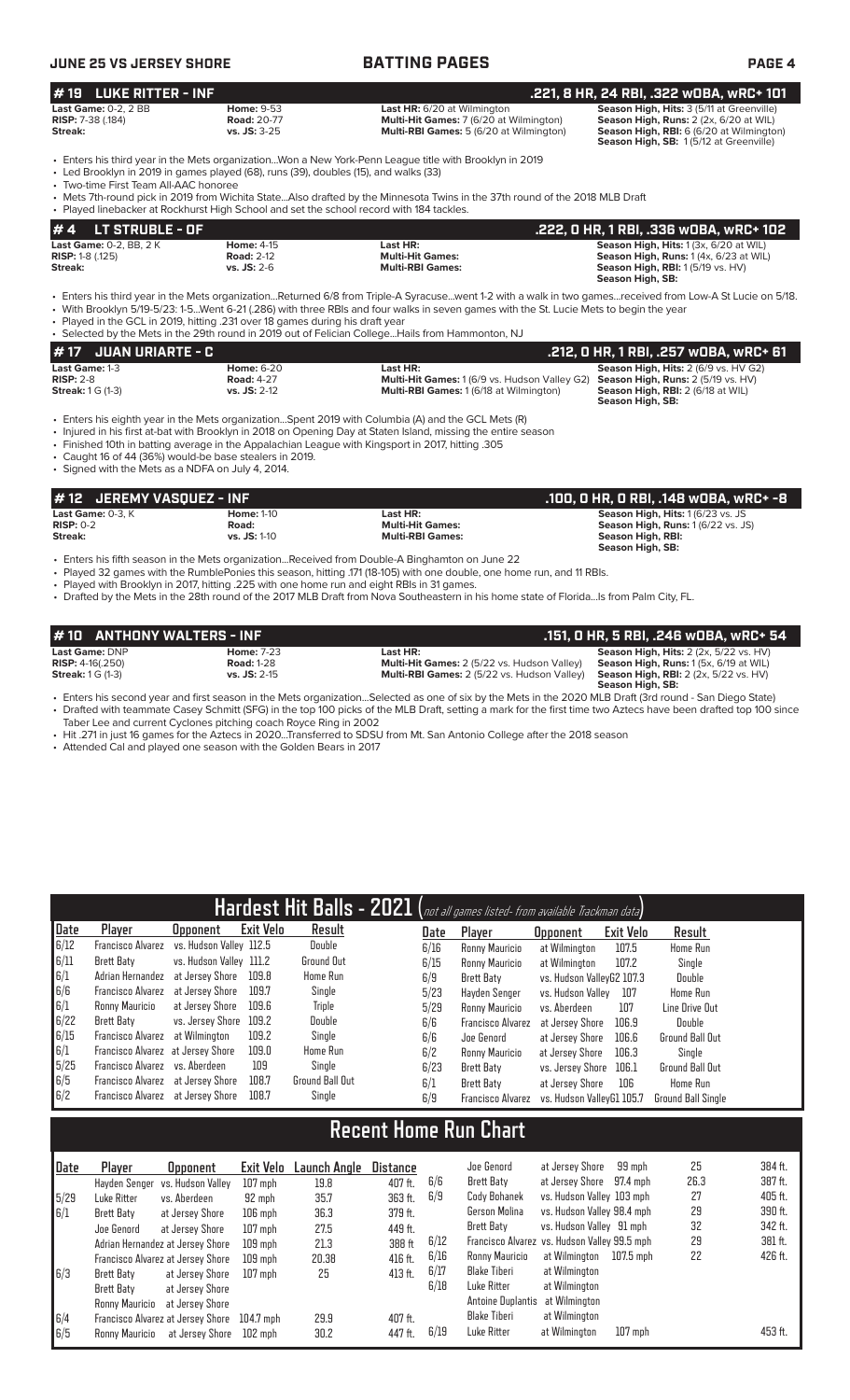## JUNE 25 VS JERSEY SHORE — BATTING PAGES

### # 19 LUKE RITTER - INF — .221, 8 HR, 24 RBI, .322 wOBA, wRC+ 101

**Last Game:** 0-2, 2 BB
**RISP:** 7-38 (.184)
**Streak:**

**Home:** 9-53
**Road:** 20-77
**vs. JS:** 3-25

**Last HR:** 6/20 at Wilmington
**Multi-Hit Games:** 7 (6/20 at Wilmington)
**Multi-RBI Games:** 5 (6/20 at Wilmington)

**Season High, Hits:** 3 (5/11 at Greenville)
**Season High, Runs:** 2 (2x, 6/20 at WIL)
**Season High, RBI:** 6 (6/20 at Wilmington)
**Season High, SB:** 1 (5/12 at Greenville)

- Enters his third year in the Mets organization...Won a New York-Penn League title with Brooklyn in 2019
- Led Brooklyn in 2019 in games played (68), runs (39), doubles (15), and walks (33)
- Two-time First Team All-AAC honoree
- Mets 7th-round pick in 2019 from Wichita State...Also drafted by the Minnesota Twins in the 37th round of the 2018 MLB Draft
- Played linebacker at Rockhurst High School and set the school record with 184 tackles.

### # 4 LT STRUBLE - OF — .222, 0 HR, 1 RBI, .336 wOBA, wRC+ 102

**Last Game:** 0-2, BB, 2 K
**RISP:** 1-8 (.125)
**Streak:**

**Home:** 4-15
**Road:** 2-12
**vs. JS:** 2-6

**Last HR:**
**Multi-Hit Games:**
**Multi-RBI Games:**

**Season High, Hits:** 1 (3x, 6/20 at WIL)
**Season High, Runs:** 1 (4x, 6/23 at WIL)
**Season High, RBI:** 1 (5/19 vs. HV)
**Season High, SB:**

- Enters his third year in the Mets organization...Returned 6/8 from Triple-A Syracuse...went 1-2 with a walk in two games...received from Low-A St Lucie on 5/18.
- With Brooklyn 5/19-5/23: 1-5...Went 6-21 (.286) with three RBIs and four walks in seven games with the St. Lucie Mets to begin the year
- Played in the GCL in 2019, hitting .231 over 18 games during his draft year
- Selected by the Mets in the 29th round in 2019 out of Felician College...Hails from Hammonton, NJ

### # 17 JUAN URIARTE - C — .212, 0 HR, 1 RBI, .257 wOBA, wRC+ 61

**Last Game:** 1-3
**RISP:** 2-8
**Streak:** 1 G (1-3)

**Home:** 6-20
**Road:** 4-27
**vs. JS:** 2-12

**Last HR:**
**Multi-Hit Games:** 1 (6/9 vs. Hudson Valley G2)
**Multi-RBI Games:** 1 (6/18 at Wilmington)

**Season High, Hits:** 2 (6/9 vs. HV G2)
**Season High, Runs:** 2 (5/19 vs. HV)
**Season High, RBI:** 2 (6/18 at WIL)
**Season High, SB:**

- Enters his eighth year in the Mets organization...Spent 2019 with Columbia (A) and the GCL Mets (R)
- Injured in his first at-bat with Brooklyn in 2018 on Opening Day at Staten Island, missing the entire season
- Finished 10th in batting average in the Appalachian League with Kingsport in 2017, hitting .305
- Caught 16 of 44 (36%) would-be base stealers in 2019.
- Signed with the Mets as a NDFA on July 4, 2014.

### # 12 JEREMY VASQUEZ - INF — .100, 0 HR, 0 RBI, .148 wOBA, wRC+ -8

**Last Game:** 0-3, K
**RISP:** 0-2
**Streak:**

**Home:** 1-10
**Road:**
**vs. JS:** 1-10

**Last HR:**
**Multi-Hit Games:**
**Multi-RBI Games:**

**Season High, Hits:** 1 (6/23 vs. JS)
**Season High, Runs:** 1 (6/22 vs. JS)
**Season High, RBI:**
**Season High, SB:**

- Enters his fifth season in the Mets organization...Received from Double-A Binghamton on June 22
- Played 32 games with the RumblePonies this season, hitting .171 (18-105) with one double, one home run, and 11 RBIs.
- Played with Brooklyn in 2017, hitting .225 with one home run and eight RBIs in 31 games.
- Drafted by the Mets in the 28th round of the 2017 MLB Draft from Nova Southeastern in his home state of Florida...Is from Palm City, FL.

### # 10 ANTHONY WALTERS - INF — .151, 0 HR, 5 RBI, .246 wOBA, wRC+ 54

**Last Game:** DNP
**RISP:** 4-16(.250)
**Streak:** 1 G (1-3)

**Home:** 7-23
**Road:** 1-28
**vs. JS:** 2-15

**Last HR:**
**Multi-Hit Games:** 2 (5/22 vs. Hudson Valley)
**Multi-RBI Games:** 2 (5/22 vs. Hudson Valley)

**Season High, Hits:** 2 (2x, 5/22 vs. HV)
**Season High, Runs:** 1 (5x, 6/19 at WIL)
**Season High, RBI:** 2 (2x, 5/22 vs. HV)
**Season High, SB:**

- Enters his second year and first season in the Mets organization...Selected as one of six by the Mets in the 2020 MLB Draft (3rd round - San Diego State)
- Drafted with teammate Casey Schmitt (SFG) in the top 100 picks of the MLB Draft, setting a mark for the first time two Aztecs have been drafted top 100 since Taber Lee and current Cyclones pitching coach Royce Ring in 2002
- Hit .271 in just 16 games for the Aztecs in 2020...Transferred to SDSU from Mt. San Antonio College after the 2018 season
- Attended Cal and played one season with the Golden Bears in 2017

## Hardest Hit Balls - 2021 (not all games listed- from available Trackman data)

| Date | Player | Opponent | Exit Velo | Result | Date | Player | Opponent | Exit Velo | Result |
|---|---|---|---|---|---|---|---|---|---|
| 6/12 | Francisco Alvarez | vs. Hudson Valley | 112.5 | Double | 6/16 | Ronny Mauricio | at Wilmington | 107.5 | Home Run |
| 6/11 | Brett Baty | vs. Hudson Valley | 111.2 | Ground Out | 6/15 | Ronny Mauricio | at Wilmington | 107.2 | Single |
| 6/1 | Adrian Hernandez | at Jersey Shore | 109.8 | Home Run | 6/9 | Brett Baty | vs. Hudson ValleyG2 | 107.3 | Double |
| 6/6 | Francisco Alvarez | at Jersey Shore | 109.7 | Single | 5/23 | Hayden Senger | vs. Hudson Valley | 107 | Home Run |
| 6/1 | Ronny Mauricio | at Jersey Shore | 109.6 | Triple | 5/29 | Ronny Mauricio | vs. Aberdeen | 107 | Line Drive Out |
| 6/22 | Brett Baty | vs. Jersey Shore | 109.2 | Double | 6/6 | Francisco Alvarez | at Jersey Shore | 106.9 | Double |
| 6/15 | Francisco Alvarez | at Wilmington | 109.2 | Single | 6/6 | Joe Genord | at Jersey Shore | 106.6 | Ground Ball Out |
| 6/1 | Francisco Alvarez | at Jersey Shore | 109.0 | Home Run | 6/2 | Ronny Mauricio | at Jersey Shore | 106.3 | Single |
| 5/25 | Francisco Alvarez | vs. Aberdeen | 109 | Single | 6/23 | Brett Baty | vs. Jersey Shore | 106.1 | Ground Ball Out |
| 6/5 | Francisco Alvarez | at Jersey Shore | 108.7 | Ground Ball Out | 6/1 | Brett Baty | at Jersey Shore | 106 | Home Run |
| 6/2 | Francisco Alvarez | at Jersey Shore | 108.7 | Single | 6/9 | Francisco Alvarez | vs. Hudson ValleyG1 | 105.7 | Ground Ball Single |

## Recent Home Run Chart

| Date | Player | Opponent | Exit Velo | Launch Angle | Distance |
|---|---|---|---|---|---|
| | Hayden Senger | vs. Hudson Valley | 107 mph | 19.8 | 407 ft. |
| 5/29 | Luke Ritter | vs. Aberdeen | 92 mph | 35.7 | 363 ft. |
| 6/1 | Brett Baty | at Jersey Shore | 106 mph | 36.3 | 379 ft. |
| | Joe Genord | at Jersey Shore | 107 mph | 27.5 | 449 ft. |
| | Adrian Hernandez | at Jersey Shore | 109 mph | 21.3 | 388 ft |
| | Francisco Alvarez | at Jersey Shore | 109 mph | 20.38 | 416 ft. |
| 6/3 | Brett Baty | at Jersey Shore | 107 mph | 25 | 413 ft. |
| | Brett Baty | at Jersey Shore | | | |
| | Ronny Mauricio | at Jersey Shore | | | |
| 6/4 | Francisco Alvarez | at Jersey Shore | 104.7 mph | 29.9 | 407 ft. |
| 6/5 | Ronny Mauricio | at Jersey Shore | 102 mph | 30.2 | 447 ft. |
| | Joe Genord | at Jersey Shore | 99 mph | 25 | 384 ft. |
| 6/6 | Brett Baty | at Jersey Shore | 97.4 mph | 26.3 | 387 ft. |
| 6/9 | Cody Bohanek | vs. Hudson Valley | 103 mph | 27 | 405 ft. |
| | Gerson Molina | vs. Hudson Valley | 98.4 mph | 29 | 390 ft. |
| | Brett Baty | vs. Hudson Valley | 91 mph | 32 | 342 ft. |
| 6/12 | Francisco Alvarez | vs. Hudson Valley | 99.5 mph | 29 | 381 ft. |
| 6/16 | Ronny Mauricio | at Wilmington | 107.5 mph | 22 | 426 ft. |
| 6/17 | Blake Tiberi | at Wilmington | | | |
| 6/18 | Luke Ritter | at Wilmington | | | |
| | Antoine Duplantis | at Wilmington | | | |
| | Blake Tiberi | at Wilmington | | | |
| 6/19 | Luke Ritter | at Wilmington | 107 mph | | 453 ft. |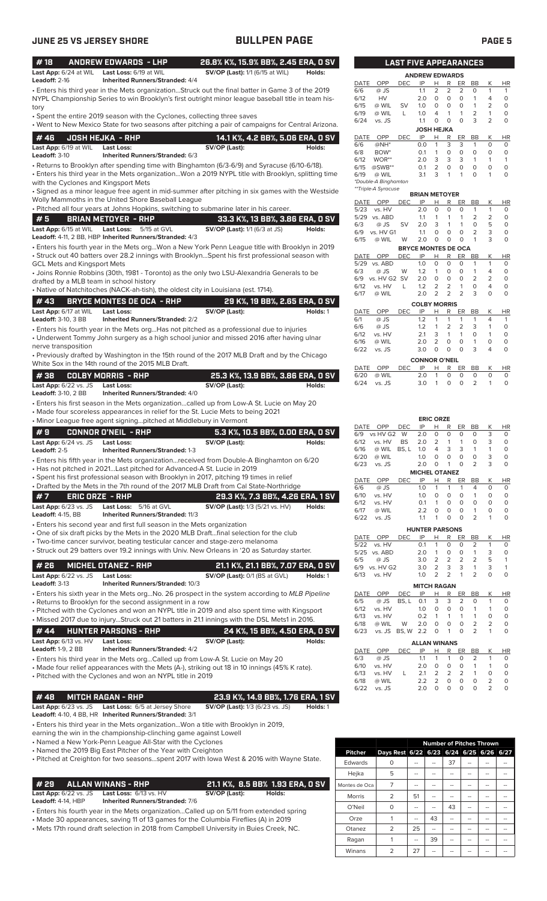## JUNE 25 VS JERSEY SHORE — BULLPEN PAGE

### #18 ANDREW EDWARDS - LHP
**26.8% K%, 15.9% BB%, 2.45 ERA, 0 SV**

**Last App:** 6/24 at WIL **Last Loss:** 6/19 at WIL **SV/OP (Last):** 1/1 (6/15 at WIL) **Holds:**
**Leadoff:** 2-16 **Inherited Runners/Stranded:** 4/4

- Enters his third year in the Mets organization...Struck out the final batter in Game 3 of the 2019 NYPL Championship Series to win Brooklyn's first outright minor league baseball title in team history
- Spent the entire 2019 season with the Cyclones, collecting three saves
- Went to New Mexico State for two seasons after pitching a pair of campaigns for Central Arizona.

### #46 JOSH HEJKA - RHP
**14.1 K%, 4.2 BB%, 5.06 ERA, 0 SV**

**Last App:** 6/19 at WIL **Last Loss:** **SV/OP (Last):** **Holds:**
**Leadoff:** 3-10 **Inherited Runners/Stranded:** 6/3

- Returns to Brooklyn after spending time with Binghamton (6/3-6/9) and Syracuse (6/10-6/18).
- Enters his third year in the Mets organization...Won a 2019 NYPL title with Brooklyn, splitting time with the Cyclones and Kingsport Mets
- Signed as a minor league free agent in mid-summer after pitching in six games with the Westside Wolly Mammoths in the United Shore Baseball League
- Pitched all four years at Johns Hopkins, switching to submarine later in his career.

### #5 BRIAN METOYER - RHP
**33.3 K%, 13 BB%, 3.86 ERA, 0 SV**

**Last App:** 6/15 at WIL **Last Loss:** 5/15 at GVL **SV/OP (Last):** 1/1 (6/3 at JS) **Holds:**
**Leadoff:** 4-11, 2 BB, HBP **Inherited Runners/Stranded:** 4/3

- Enters his fourth year in the Mets org...Won a New York Penn League title with Brooklyn in 2019
- Struck out 40 batters over 28.2 innings with Brooklyn...Spent his first professional season with GCL Mets and Kingsport Mets
- Joins Ronnie Robbins (30th, 1981 - Toronto) as the only two LSU-Alexandria Generals to be drafted by a MLB team in school history
- Native of Natchitoches (NACK-ah-tish), the oldest city in Louisiana (est. 1714).

### #43 BRYCE MONTES DE OCA - RHP
**29 K%, 19 BB%, 2.65 ERA, 0 SV**

**Last App:** 6/17 at WIL **Last Loss:** **SV/OP (Last):** **Holds:** 1
**Leadoff:** 3-10, 3 BB **Inherited Runners/Stranded:** 2/2

- Enters his fourth year in the Mets org...Has not pitched as a professional due to injuries
- Underwent Tommy John surgery as a high school junior and missed 2016 after having ulnar nerve transposition
- Previously drafted by Washington in the 15th round of the 2017 MLB Draft and by the Chicago White Sox in the 14th round of the 2015 MLB Draft.

### #38 COLBY MORRIS - RHP
**25.3 K%, 13.9 BB%, 3.86 ERA, 0 SV**

**Last App:** 6/22 vs. JS **Last Loss:** **SV/OP (Last):** **Holds:**
**Leadoff:** 3-10, 2 BB **Inherited Runners/Stranded:** 4/0

- Enters his first season in the Mets organization...called up from Low-A St. Lucie on May 20
- Made four scoreless appearances in relief for the St. Lucie Mets to being 2021
- Minor League free agent signing...pitched at Middlebury in Vermont

### #9 CONNOR O'NEIL - RHP
**5.3 K%, 10.5 BB%, 0.00 ERA, 0 SV**

**Last App:** 6/24 vs. JS **Last Loss:** **SV/OP (Last):** **Holds:**
**Leadoff:** 2-5 **Inherited Runners/Stranded:** 1-3

- Enters his fifth year in the Mets organization...received from Double-A Binghamton on 6/20
- Has not pitched in 2021...Last pitched for Advanced-A St. Lucie in 2019
- Spent his first professional season with Brooklyn in 2017, pitching 19 times in relief
- Drafted by the Mets in the 7th round of the 2017 MLB Draft from Cal State-Northridge

### #7 ERIC ORZE - RHP
**29.3 K%, 7.3 BB%, 4.26 ERA, 1 SV**

**Last App:** 6/23 vs. JS **Last Loss:** 5/16 at GVL **SV/OP (Last):** 1/3 (5/21 vs. HV) **Holds:**
**Leadoff:** 4-15, BB **Inherited Runners/Stranded:** 11/3

- Enters his second year and first full season in the Mets organization
- One of six draft picks by the Mets in the 2020 MLB Draft...final selection for the club
- Two-time cancer survivor, beating testicular cancer and stage-zero melanoma
- Struck out 29 batters over 19.2 innings with Univ. New Orleans in '20 as Saturday starter.

### #26 MICHEL OTANEZ - RHP
**21.1 K%, 21.1 BB%, 7.07 ERA, 0 SV**

**Last App:** 6/22 vs. JS **Last Loss:** **SV/OP (Last):** 0/1 (BS at GVL) **Holds:** 1
**Leadoff:** 3-13 **Inherited Runners/Stranded:** 10/3

- Enters his sixth year in the Mets org...No. 26 prospect in the system according to *MLB Pipeline*
- Returns to Brooklyn for the second assignment in a row
- Pitched with the Cyclones and won an NYPL title in 2019 and also spent time with Kingsport
- Missed 2017 due to injury...Struck out 21 batters in 21.1 innings with the DSL Mets1 in 2016.

### #44 HUNTER PARSONS - RHP
**24 K%, 15 BB%, 4.50 ERA, 0 SV**

**Last App:** 6/13 vs. HV **Last Loss:** **SV/OP (Last):** **Holds:**
**Leadoff:** 1-9, 2 BB **Inherited Runners/Stranded:** 4/2

- Enters his third year in the Mets org...Called up from Low-A St. Lucie on May 20
- Made four relief appearances with the Mets (A-), striking out 18 in 10 innings (45% K rate).
- Pitched with the Cyclones and won an NYPL title in 2019

### #48 MITCH RAGAN - RHP
**23.9 K%, 14.9 BB%, 1.76 ERA, 1 SV**

**Last App:** 6/23 vs. JS **Last Loss:** 6/5 at Jersey Shore **SV/OP (Last):** 1/3 (6/23 vs. JS) **Holds:** 1
**Leadoff:** 4-10, 4 BB, HR **Inherited Runners/Stranded:** 3/1

- Enters his third year in the Mets organization...Won a title with Brooklyn in 2019, earning the win in the championship-clinching game against Lowell
- Named a New York-Penn League All-Star with the Cyclones
- Named the 2019 Big East Pitcher of the Year with Creighton
- Pitched at Creighton for two seasons...spent 2017 with Iowa West & 2016 with Wayne State.

### #29 ALLAN WINANS - RHP
**21.1 K%, 8.5 BB% 1.93 ERA, 0 SV**

**Last App:** 6/22 vs. JS **Last Loss:** 6/13 vs. HV **SV/OP (Last):** **Holds:**
**Leadoff:** 4-14, HBP **Inherited Runners/Stranded:** 7/6

- Enters his fourth year in the Mets organization...Called up on 5/11 from extended spring
- Made 30 appearances, saving 11 of 13 games for the Columbia Fireflies (A) in 2019
- Mets 17th round draft selection in 2018 from Campbell University in Buies Creek, NC.

## LAST FIVE APPEARANCES

**ANDREW EDWARDS**

| DATE | OPP | DEC | IP | H | R | ER | BB | K | HR |
|---|---|---|---|---|---|---|---|---|---|
| 6/6 | @ JS | | 1.1 | 2 | 2 | 2 | 0 | 1 | 1 |
| 6/12 | HV | | 2.0 | 0 | 0 | 0 | 1 | 4 | 0 |
| 6/15 | @ WIL | SV | 1.0 | 0 | 0 | 0 | 1 | 2 | 0 |
| 6/19 | @ WIL | L | 1.0 | 4 | 1 | 1 | 2 | 1 | 0 |
| 6/24 | vs. JS | | 1.1 | 0 | 0 | 0 | 3 | 2 | 0 |

**JOSH HEJKA**

| DATE | OPP | DEC | IP | H | R | ER | BB | K | HR |
|---|---|---|---|---|---|---|---|---|---|
| 6/6 | @NH* | | 0.0 | 1 | 3 | 3 | 1 | 0 | 0 |
| 6/8 | BOW* | | 0.1 | 1 | 0 | 0 | 0 | 0 | 0 |
| 6/12 | WOR** | | 2.0 | 3 | 3 | 3 | 1 | 1 | 1 |
| 6/15 | @SWB** | | 0.1 | 2 | 0 | 0 | 0 | 0 | 0 |
| 6/19 | @ WIL | | 3.1 | 3 | 1 | 1 | 0 | 1 | 0 |

*Double-A Binghamton
**Triple-A Syracuse

**BRIAN METOYER**

| DATE | OPP | DEC | IP | H | R | ER | BB | K | HR |
|---|---|---|---|---|---|---|---|---|---|
| 5/23 | vs. HV | | 2.0 | 0 | 0 | 0 | 1 | 1 | 0 |
| 5/29 | vs. ABD | | 1.1 | 1 | 1 | 1 | 2 | 2 | 0 |
| 6/3 | @ JS | SV | 2.0 | 3 | 1 | 1 | 0 | 5 | 0 |
| 6/9 | vs. HV G1 | | 1.1 | 0 | 0 | 0 | 2 | 3 | 0 |
| 6/15 | @ WIL | W | 2.0 | 0 | 0 | 0 | 1 | 3 | 0 |

**BRYCE MONTES DE OCA**

| DATE | OPP | DEC | IP | H | R | ER | BB | K | HR |
|---|---|---|---|---|---|---|---|---|---|
| 5/29 | vs. ABD | | 1.0 | 0 | 0 | 0 | 1 | 1 | 0 |
| 6/3 | @ JS | W | 1.2 | 1 | 0 | 0 | 1 | 4 | 0 |
| 6/9 | vs. HV G2 | SV | 2.0 | 0 | 0 | 0 | 2 | 2 | 0 |
| 6/12 | vs. HV | L | 1.2 | 2 | 2 | 1 | 0 | 4 | 0 |
| 6/17 | @ WIL | | 2.0 | 2 | 2 | 2 | 3 | 0 | 0 |

**COLBY MORRIS**

| DATE | OPP | DEC | IP | H | R | ER | BB | K | HR |
|---|---|---|---|---|---|---|---|---|---|
| 6/1 | @ JS | | 1.2 | 1 | 1 | 1 | 1 | 4 | 1 |
| 6/6 | @ JS | | 1.2 | 1 | 2 | 2 | 3 | 1 | 0 |
| 6/12 | vs. HV | | 2.1 | 3 | 1 | 1 | 0 | 1 | 0 |
| 6/16 | @ WIL | | 2.0 | 2 | 0 | 0 | 1 | 0 | 0 |
| 6/22 | vs. JS | | 3.0 | 0 | 0 | 0 | 3 | 4 | 0 |

**CONNOR O'NEIL**

| DATE | OPP | DEC | IP | H | R | ER | BB | K | HR |
|---|---|---|---|---|---|---|---|---|---|
| 6/20 | @ WIL | | 2.0 | 1 | 0 | 0 | 0 | 0 | 0 |
| 6/24 | vs. JS | | 3.0 | 1 | 0 | 0 | 2 | 1 | 0 |

**ERIC ORZE**

| DATE | OPP | DEC | IP | H | R | ER | BB | K | HR |
|---|---|---|---|---|---|---|---|---|---|
| 6/9 | vs HV G2 | W | 2.0 | 0 | 0 | 0 | 0 | 3 | 0 |
| 6/12 | vs. HV | BS | 2.0 | 2 | 1 | 1 | 0 | 3 | 0 |
| 6/16 | @ WIL | BS, L | 1.0 | 4 | 3 | 3 | 1 | 1 | 0 |
| 6/20 | @ WIL | | 1.0 | 0 | 0 | 0 | 0 | 3 | 0 |
| 6/23 | vs. JS | | 2.0 | 0 | 1 | 0 | 2 | 3 | 0 |

**MICHEL OTANEZ**

| DATE | OPP | DEC | IP | H | R | ER | BB | K | HR |
|---|---|---|---|---|---|---|---|---|---|
| 6/6 | @ JS | | 1.0 | 1 | 1 | 1 | 4 | 0 | 0 |
| 6/10 | vs. HV | | 1.0 | 0 | 0 | 0 | 1 | 0 | 0 |
| 6/12 | vs. HV | | 0.1 | 1 | 0 | 0 | 0 | 0 | 0 |
| 6/17 | @ WIL | | 2.2 | 0 | 0 | 0 | 1 | 0 | 0 |
| 6/22 | vs. JS | | 1.1 | 1 | 0 | 0 | 2 | 1 | 0 |

**HUNTER PARSONS**

| DATE | OPP | DEC | IP | H | R | ER | BB | K | HR |
|---|---|---|---|---|---|---|---|---|---|
| 5/22 | vs. HV | | 0.1 | 1 | 0 | 0 | 2 | 1 | 0 |
| 5/25 | vs. ABD | | 2.0 | 1 | 0 | 0 | 1 | 3 | 0 |
| 6/5 | @ JS | | 3.0 | 2 | 2 | 2 | 2 | 5 | 1 |
| 6/9 | vs. HV G2 | | 3.0 | 2 | 3 | 3 | 1 | 3 | 1 |
| 6/13 | vs. HV | | 1.0 | 2 | 2 | 1 | 2 | 0 | 0 |

**MITCH RAGAN**

| DATE | OPP | DEC | IP | H | R | ER | BB | K | HR |
|---|---|---|---|---|---|---|---|---|---|
| 6/5 | @ JS | BS, L | 0.1 | 3 | 3 | 2 | 0 | 1 | 0 |
| 6/12 | vs. HV | | 1.0 | 0 | 0 | 0 | 1 | 1 | 0 |
| 6/13 | vs. HV | | 0.2 | 1 | 1 | 1 | 1 | 0 | 0 |
| 6/18 | @ WIL | W | 2.0 | 0 | 0 | 0 | 2 | 2 | 0 |
| 6/23 | vs. JS | BS, W | 2.2 | 0 | 1 | 0 | 2 | 1 | 0 |

**ALLAN WINANS**

| DATE | OPP | DEC | IP | H | R | ER | BB | K | HR |
|---|---|---|---|---|---|---|---|---|---|
| 6/3 | @ JS | | 1.1 | 1 | 1 | 0 | 2 | 1 | 0 |
| 6/10 | vs. HV | | 2.0 | 0 | 0 | 0 | 1 | 1 | 0 |
| 6/13 | vs. HV | L | 2.1 | 2 | 2 | 2 | 1 | 0 | 0 |
| 6/18 | @ WIL | | 2.2 | 2 | 0 | 0 | 0 | 2 | 0 |
| 6/22 | vs. JS | | 2.0 | 0 | 0 | 0 | 0 | 2 | 0 |

| | | Number of Pitches Thrown | | | | | |
|---|---|---|---|---|---|---|---|
| Pitcher | Days Rest | 6/22 | 6/23 | 6/24 | 6/25 | 6/26 | 6/27 |
| Edwards | 0 | -- | -- | 37 | -- | -- | -- |
| Hejka | 5 | -- | -- | -- | -- | -- | -- |
| Montes de Oca | 7 | -- | -- | -- | -- | -- | -- |
| Morris | 2 | 51 | -- | -- | -- | -- | -- |
| O'Neil | 0 | -- | -- | 43 | -- | -- | -- |
| Orze | 1 | -- | 43 | -- | -- | -- | -- |
| Otanez | 2 | 25 | -- | -- | -- | -- | -- |
| Ragan | 1 | -- | 39 | -- | -- | -- | -- |
| Winans | 2 | 27 | -- | -- | -- | -- | -- |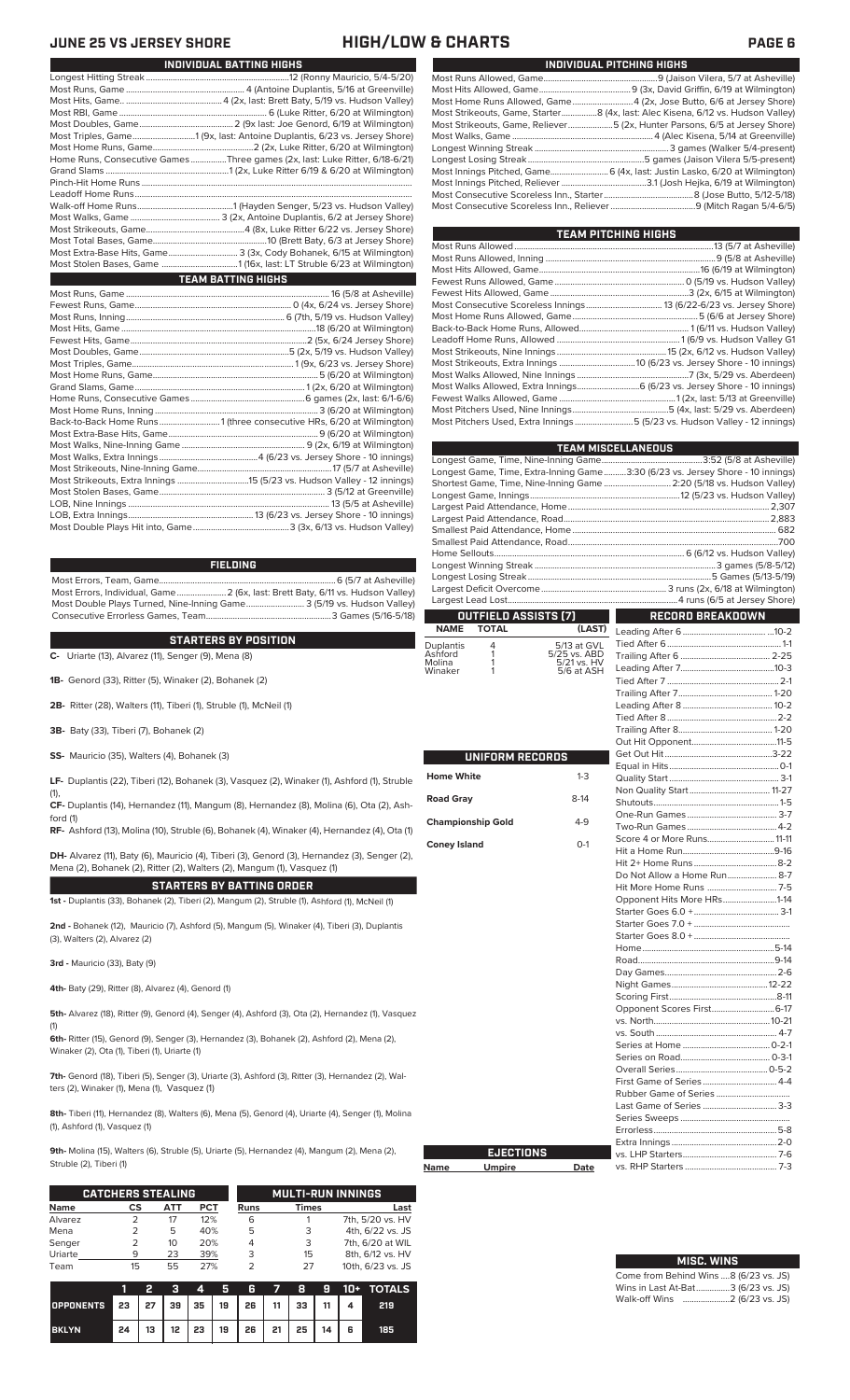## JUNE 25 VS JERSEY SHORE — HIGH/LOW & CHARTS

### INDIVIDUAL BATTING HIGHS

| | |
|---|---|
| Longest Hitting Streak | 12 (Ronny Mauricio, 5/4-5/20) |
| Most Runs, Game | 4 (Antoine Duplantis, 5/16 at Greenville) |
| Most Hits, Game. | 4 (2x, last: Brett Baty, 5/19 vs. Hudson Valley) |
| Most RBI, Game | 6 (Luke Ritter, 6/20 at Wilmington) |
| Most Doubles, Game | 2 (9x last: Joe Genord, 6/19 at Wilmington) |
| Most Triples, Game | 1 (9x, last: Antoine Duplantis, 6/23 vs. Jersey Shore) |
| Most Home Runs, Game | 2 (2x, Luke Ritter, 6/20 at Wilmington) |
| Home Runs, Consecutive Games | Three games (2x, last: Luke Ritter, 6/18-6/21) |
| Grand Slams | 1 (2x, Luke Ritter 6/19 & 6/20 at Wilmington) |
| Pinch-Hit Home Runs | |
| Leadoff Home Runs | |
| Walk-off Home Runs | 1 (Hayden Senger, 5/23 vs. Hudson Valley) |
| Most Walks, Game | 3 (2x, Antoine Duplantis, 6/2 at Jersey Shore) |
| Most Strikeouts, Game | 4 (8x, Luke Ritter 6/22 vs. Jersey Shore) |
| Most Total Bases, Game | 10 (Brett Baty, 6/3 at Jersey Shore) |
| Most Extra-Base Hits, Game | 3 (2x, Cody Bohanek, 6/15 at Wilmington) |
| Most Stolen Bases, Game | 1 (16x, last: LT Struble 6/23 at Wilmington) |

### TEAM BATTING HIGHS

| | |
|---|---|
| Most Runs, Game | 16 (5/8 at Asheville) |
| Fewest Runs, Game | 0 (4x, 6/24 vs. Jersey Shore) |
| Most Runs, Inning | 6 (7th, 5/19 vs. Hudson Valley) |
| Most Hits, Game | 18 (6/20 at Wilmington) |
| Fewest Hits, Game | 2 (5x, 6/24 vs. Jersey Shore) |
| Most Doubles, Game | 5 (2x, 5/19 vs. Hudson Valley) |
| Most Triples, Game | 1 (9x, 6/23 vs. Jersey Shore) |
| Most Home Runs, Game | 5 (6/20 at Wilmington) |
| Grand Slams, Game | 1 (2x, 6/20 at Wilmington) |
| Home Runs, Consecutive Games | 6 games (2x, last: 6/1-6/6) |
| Most Home Runs, Inning | 3 (6/20 at Wilmington) |
| Back-to-Back Home Runs | 1 (three consecutive HRs, 6/20 at Wilmington) |
| Most Extra-Base Hits, Game | 9 (6/20 at Wilmington) |
| Most Walks, Nine-Inning Game | 9 (2x, 6/19 at Wilmington) |
| Most Walks, Extra Innings | 4 (6/23 vs. Jersey Shore - 10 innings) |
| Most Strikeouts, Nine-Inning Game | 17 (5/7 at Asheville) |
| Most Strikeouts, Extra Innings | 15 (5/23 vs. Hudson Valley - 12 innings) |
| Most Stolen Bases, Game | 3 (5/12 at Greenville) |
| LOB, Nine Innings | 13 (5/5 at Asheville) |
| LOB, Extra Innings | 13 (6/23 vs. Jersey Shore - 10 innings) |
| Most Double Plays Hit into, Game | 3 (3x, 6/13 vs. Hudson Valley) |

### FIELDING

| | |
|---|---|
| Most Errors, Team, Game | 6 (5/7 at Asheville) |
| Most Errors, Individual, Game | 2 (6x, last: Brett Baty, 6/11 vs. Hudson Valley) |
| Most Double Plays Turned, Nine-Inning Game | 3 (5/19 vs. Hudson Valley) |
| Consecutive Errorless Games, Team | 3 Games (5/16-5/18) |

### STARTERS BY POSITION

**C-** Uriarte (13), Alvarez (11), Senger (9), Mena (8)

**1B-** Genord (33), Ritter (5), Winaker (2), Bohanek (2)

**2B-** Ritter (28), Walters (11), Tiberi (1), Struble (1), McNeil (1)

**3B-** Baty (33), Tiberi (7), Bohanek (2)

**SS-** Mauricio (35), Walters (4), Bohanek (3)

**LF-** Duplantis (22), Tiberi (12), Bohanek (3), Vasquez (2), Winaker (1), Ashford (1), Struble (1),

**CF-** Duplantis (14), Hernandez (11), Mangum (8), Hernandez (8), Molina (6), Ota (2), Ashford (1)

**RF-** Ashford (13), Molina (10), Struble (6), Bohanek (4), Winaker (4), Hernandez (4), Ota (1)

**DH-** Alvarez (11), Baty (6), Mauricio (4), Tiberi (3), Genord (3), Hernandez (3), Senger (2), Mena (2), Bohanek (2), Ritter (2), Walters (2), Mangum (1), Vasquez (1)

### STARTERS BY BATTING ORDER

**1st -** Duplantis (33), Bohanek (2), Tiberi (2), Mangum (2), Struble (1), Ashford (1), McNeil (1)

**2nd -** Bohanek (12), Mauricio (7), Ashford (5), Mangum (5), Winaker (4), Tiberi (3), Duplantis (3), Walters (2), Alvarez (2)

**3rd -** Mauricio (33), Baty (9)

**4th-** Baty (29), Ritter (8), Alvarez (4), Genord (1)

**5th-** Alvarez (18), Ritter (9), Genord (4), Senger (4), Ashford (3), Ota (2), Hernandez (1), Vasquez (1)

**6th-** Ritter (15), Genord (9), Senger (3), Hernandez (3), Bohanek (2), Ashford (2), Mena (2), Winaker (2), Ota (1), Tiberi (1), Uriarte (1)

**7th-** Genord (18), Tiberi (5), Senger (3), Uriarte (3), Ashford (3), Ritter (3), Hernandez (2), Walters (2), Winaker (1), Mena (1), Vasquez (1)

**8th-** Tiberi (11), Hernandez (8), Walters (6), Mena (5), Genord (4), Uriarte (4), Senger (1), Molina (1), Ashford (1), Vasquez (1)

**9th-** Molina (15), Walters (6), Struble (5), Uriarte (5), Hernandez (4), Mangum (2), Mena (2), Struble (2), Tiberi (1)

### CATCHERS STEALING

| Name | CS | ATT | PCT |
|---|---|---|---|
| Alvarez | 2 | 17 | 12% |
| Mena | 2 | 5 | 40% |
| Senger | 2 | 10 | 20% |
| Uriarte | 9 | 23 | 39% |
| Team | 15 | 55 | 27% |

### MULTI-RUN INNINGS

| Runs | Times | Last |
|---|---|---|
| 6 | 1 | 7th, 5/20 vs. HV |
| 5 | 3 | 4th, 6/22 vs. JS |
| 4 | 3 | 7th, 6/20 at WIL |
| 3 | 15 | 8th, 6/12 vs. HV |
| 2 | 27 | 10th, 6/23 vs. JS |

| | 1 | 2 | 3 | 4 | 5 | 6 | 7 | 8 | 9 | 10+ | TOTALS |
|---|---|---|---|---|---|---|---|---|---|---|---|
| OPPONENTS | 23 | 27 | 39 | 35 | 19 | 26 | 11 | 33 | 11 | 4 | 219 |
| BKLYN | 24 | 13 | 12 | 23 | 19 | 26 | 21 | 25 | 14 | 6 | 185 |

### INDIVIDUAL PITCHING HIGHS

| | |
|---|---|
| Most Runs Allowed, Game | 9 (Jaison Vilera, 5/7 at Asheville) |
| Most Hits Allowed, Game | 9 (3x, David Griffin, 6/19 at Wilmington) |
| Most Home Runs Allowed, Game | 4 (2x, Jose Butto, 6/6 at Jersey Shore) |
| Most Strikeouts, Game, Starter | 8 (4x, last: Alec Kisena, 6/12 vs. Hudson Valley) |
| Most Strikeouts, Game, Reliever | 5 (2x, Hunter Parsons, 6/5 at Jersey Shore) |
| Most Walks, Game | 4 (Alec Kisena, 5/11 at Greenville) |
| Longest Winning Streak | 3 games (Walker 5/4-present) |
| Longest Losing Streak | 5 games (Jaison Vilera 5/5-present) |
| Most Innings Pitched, Game | 6 (4x, last: Justin Lasko, 6/20 at Wilmington) |
| Most Innings Pitched, Reliever | 3.1 (Josh Hejka, 6/19 at Wilmington) |
| Most Consecutive Scoreless Inn., Starter | 8 (Jose Butto, 5/12-5/18) |
| Most Consecutive Scoreless Inn., Reliever | 9 (Mitch Ragan 5/4-6/5) |

### TEAM PITCHING HIGHS

| | |
|---|---|
| Most Runs Allowed | 13 (5/7 at Asheville) |
| Most Runs Allowed, Inning | 9 (5/8 at Asheville) |
| Most Hits Allowed, Game | 16 (6/19 at Wilmington) |
| Fewest Runs Allowed, Game | 0 (5/19 vs. Hudson Valley) |
| Fewest Hits Allowed, Game | 3 (2x, 6/15 at Wilmington) |
| Most Consecutive Scoreless Innings | 13 (6/22-6/23 vs. Jersey Shore) |
| Most Home Runs Allowed, Game | 5 (6/6 at Jersey Shore) |
| Back-to-Back Home Runs, Allowed | 1 (6/11 vs. Hudson Valley) |
| Leadoff Home Runs, Allowed | 1 (6/9 vs. Hudson Valley G1 |
| Most Strikeouts, Nine Innings | 15 (2x, 6/12 vs. Hudson Valley) |
| Most Strikeouts, Extra Innings | 10 (6/23 vs. Jersey Shore - 10 innings) |
| Most Walks Allowed, Nine Innings | 7 (3x, 5/29 vs. Aberdeen) |
| Most Walks Allowed, Extra Innings | 6 (6/23 vs. Jersey Shore - 10 innings) |
| Fewest Walks Allowed, Game | 1 (2x, last: 5/13 at Greenville) |
| Most Pitchers Used, Nine Innings | 5 (4x, last: 5/29 vs. Aberdeen) |
| Most Pitchers Used, Extra Innings | 5 (5/23 vs. Hudson Valley - 12 innings) |

### TEAM MISCELLANEOUS

| | |
|---|---|
| Longest Game, Time, Nine-Inning Game | 3:52 (5/8 at Asheville) |
| Longest Game, Time, Extra-Inning Game | 3:30 (6/23 vs. Jersey Shore - 10 innings) |
| Shortest Game, Time, Nine-Inning Game | 2:20 (5/18 vs. Hudson Valley) |
| Longest Game, Innings | 12 (5/23 vs. Hudson Valley) |
| Largest Paid Attendance, Home | 2,307 |
| Largest Paid Attendance, Road | 2,883 |
| Smallest Paid Attendance, Home | 682 |
| Smallest Paid Attendance, Road | 700 |
| Home Sellouts | 6 (6/12 vs. Hudson Valley) |
| Longest Winning Streak | 3 games (5/8-5/12) |
| Longest Losing Streak | 5 Games (5/13-5/19) |
| Largest Deficit Overcome | 3 runs (2x, 6/18 at Wilmington) |
| Largest Lead Lost | 4 runs (6/5 at Jersey Shore) |

### OUTFIELD ASSISTS (7)

| NAME | TOTAL | (LAST) |
|---|---|---|
| Duplantis | 4 | 5/13 at GVL |
| Ashford | 1 | 5/25 vs. ABD |
| Molina | 1 | 5/21 vs. HV |
| Winaker | 1 | 5/6 at ASH |

### UNIFORM RECORDS

| | |
|---|---|
| Home White | 1-3 |
| Road Gray | 8-14 |
| Championship Gold | 4-9 |
| Coney Island | 0-1 |

### EJECTIONS

| Name | Umpire | Date |
|---|---|---|

### RECORD BREAKDOWN

| | |
|---|---|
| Leading After 6 | 10-2 |
| Tied After 6 | 1-1 |
| Trailing After 6 | 2-25 |
| Leading After 7 | 10-3 |
| Tied After 7 | 2-1 |
| Trailing After 7 | 1-20 |
| Leading After 8 | 10-2 |
| Tied After 8 | 2-2 |
| Trailing After 8 | 1-20 |
| Out Hit Opponent | 11-5 |
| Get Out Hit | 3-22 |
| Equal in Hits | 0-1 |
| Quality Start | 3-1 |
| Non Quality Start | 11-27 |
| Shutouts | 1-5 |
| One-Run Games | 3-7 |
| Two-Run Games | 4-2 |
| Score 4 or More Runs | 11-11 |
| Hit a Home Run | 9-16 |
| Hit 2+ Home Runs | 8-2 |
| Do Not Allow a Home Run | 8-7 |
| Hit More Home Runs | 7-5 |
| Opponent Hits More HRs | 1-14 |
| Starter Goes 6.0 + | 3-1 |
| Starter Goes 7.0 + | |
| Starter Goes 8.0 + | |
| Home | 5-14 |
| Road | 9-14 |
| Day Games | 2-6 |
| Night Games | 12-22 |
| Scoring First | 8-11 |
| Opponent Scores First | 6-17 |
| vs. North | 10-21 |
| vs. South | 4-7 |
| Series at Home | 0-2-1 |
| Series on Road | 0-3-1 |
| Overall Series | 0-5-2 |
| First Game of Series | 4-4 |
| Rubber Game of Series | |
| Last Game of Series | 3-3 |
| Series Sweeps | |
| Errorless | 5-8 |
| Extra Innings | 2-0 |
| vs. LHP Starters | 7-6 |
| vs. RHP Starters | 7-3 |

### MISC. WINS

| | |
|---|---|
| Come from Behind Wins | 8 (6/23 vs. JS) |
| Wins in Last At-Bat | 3 (6/23 vs. JS) |
| Walk-off Wins | 2 (6/23 vs. JS) |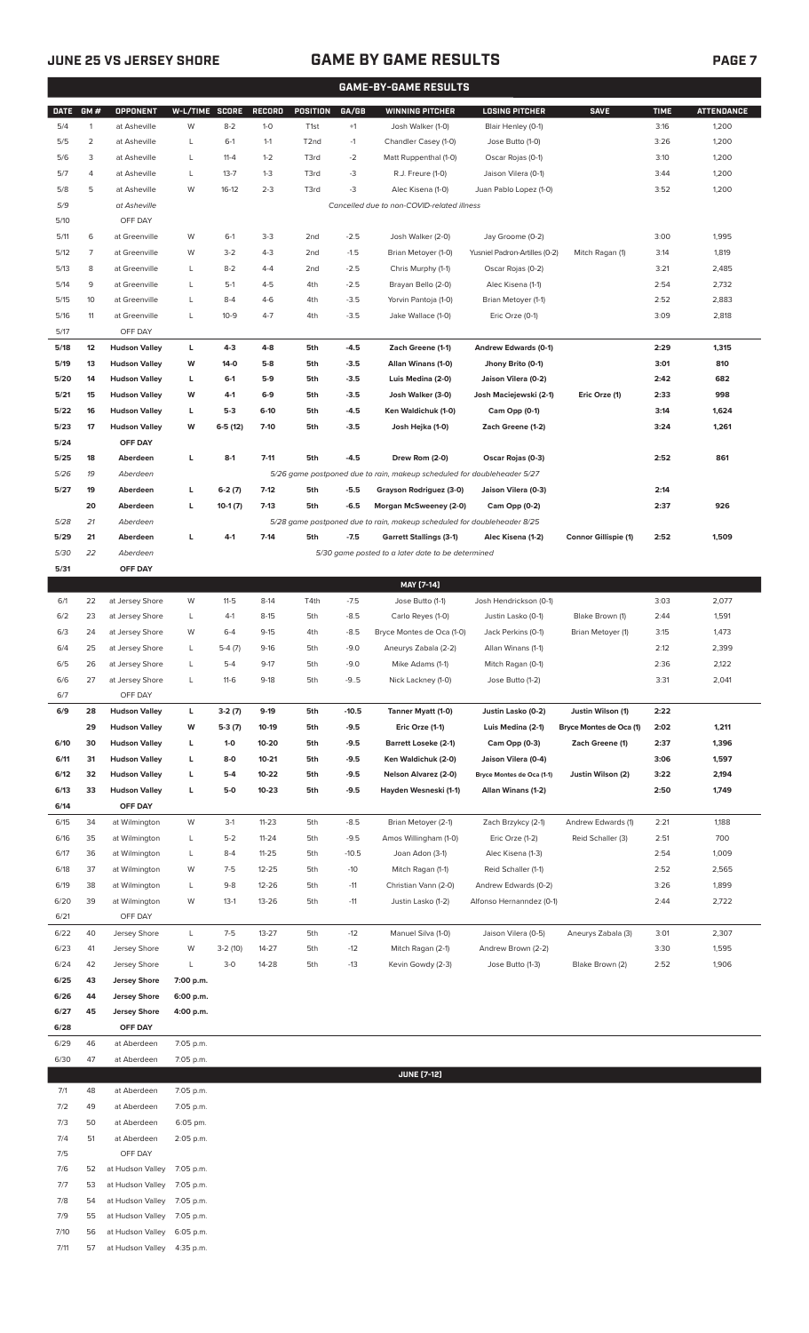## GAME BY GAME RESULTS

### GAME-BY-GAME RESULTS

| DATE | GM # | OPPONENT | W-L/TIME | SCORE | RECORD | POSITION | GA/GB | WINNING PITCHER | LOSING PITCHER | SAVE | TIME | ATTENDANCE |
|---|---|---|---|---|---|---|---|---|---|---|---|---|
| 5/4 | 1 | at Asheville | W | 8-2 | 1-0 | T1st | +1 | Josh Walker (1-0) | Blair Henley (0-1) | | 3:16 | 1,200 |
| 5/5 | 2 | at Asheville | L | 6-1 | 1-1 | T2nd | -1 | Chandler Casey (1-0) | Jose Butto (1-0) | | 3:26 | 1,200 |
| 5/6 | 3 | at Asheville | L | 11-4 | 1-2 | T3rd | -2 | Matt Ruppenthal (1-0) | Oscar Rojas (0-1) | | 3:10 | 1,200 |
| 5/7 | 4 | at Asheville | L | 13-7 | 1-3 | T3rd | -3 | R.J. Freure (1-0) | Jaison Vilera (0-1) | | 3:44 | 1,200 |
| 5/8 | 5 | at Asheville | W | 16-12 | 2-3 | T3rd | -3 | Alec Kisena (1-0) | Juan Pablo Lopez (1-0) | | 3:52 | 1,200 |
| 5/9 | | at Asheville | | | | | | *Cancelled due to non-COVID-related illness* | | | | |
| 5/10 | | OFF DAY | | | | | | | | | | |
| 5/11 | 6 | at Greenville | W | 6-1 | 3-3 | 2nd | -2.5 | Josh Walker (2-0) | Jay Groome (0-2) | | 3:00 | 1,995 |
| 5/12 | 7 | at Greenville | W | 3-2 | 4-3 | 2nd | -1.5 | Brian Metoyer (1-0) | Yusniel Padron-Artilles (0-2) | Mitch Ragan (1) | 3:14 | 1,819 |
| 5/13 | 8 | at Greenville | L | 8-2 | 4-4 | 2nd | -2.5 | Chris Murphy (1-1) | Oscar Rojas (0-2) | | 3:21 | 2,485 |
| 5/14 | 9 | at Greenville | L | 5-1 | 4-5 | 4th | -2.5 | Brayan Bello (2-0) | Alec Kisena (1-1) | | 2:54 | 2,732 |
| 5/15 | 10 | at Greenville | L | 8-4 | 4-6 | 4th | -3.5 | Yorvin Pantoja (1-0) | Brian Metoyer (1-1) | | 2:52 | 2,883 |
| 5/16 | 11 | at Greenville | L | 10-9 | 4-7 | 4th | -3.5 | Jake Wallace (1-0) | Eric Orze (0-1) | | 3:09 | 2,818 |
| 5/17 | | OFF DAY | | | | | | | | | | |
| **5/18** | **12** | **Hudson Valley** | **L** | **4-3** | **4-8** | **5th** | **-4.5** | **Zach Greene (1-1)** | **Andrew Edwards (0-1)** | | **2:29** | **1,315** |
| **5/19** | **13** | **Hudson Valley** | **W** | **14-0** | **5-8** | **5th** | **-3.5** | **Allan Winans (1-0)** | **Jhony Brito (0-1)** | | **3:01** | **810** |
| **5/20** | **14** | **Hudson Valley** | **L** | **6-1** | **5-9** | **5th** | **-3.5** | **Luis Medina (2-0)** | **Jaison Vilera (0-2)** | | **2:42** | **682** |
| **5/21** | **15** | **Hudson Valley** | **W** | **4-1** | **6-9** | **5th** | **-3.5** | **Josh Walker (3-0)** | **Josh Maciejewski (2-1)** | **Eric Orze (1)** | **2:33** | **998** |
| **5/22** | **16** | **Hudson Valley** | **L** | **5-3** | **6-10** | **5th** | **-4.5** | **Ken Waldichuk (1-0)** | **Cam Opp (0-1)** | | **3:14** | **1,624** |
| **5/23** | **17** | **Hudson Valley** | **W** | **6-5 (12)** | **7-10** | **5th** | **-3.5** | **Josh Hejka (1-0)** | **Zach Greene (1-2)** | | **3:24** | **1,261** |
| **5/24** | | **OFF DAY** | | | | | | | | | | |
| **5/25** | **18** | **Aberdeen** | **L** | **8-1** | **7-11** | **5th** | **-4.5** | **Drew Rom (2-0)** | **Oscar Rojas (0-3)** | | **2:52** | **861** |
| *5/26* | *19* | *Aberdeen* | | | | | | *5/26 game postponed due to rain, makeup scheduled for doubleheader 5/27* | | | | |
| **5/27** | **19** | **Aberdeen** | **L** | **6-2 (7)** | **7-12** | **5th** | **-5.5** | **Grayson Rodriguez (3-0)** | **Jaison Vilera (0-3)** | | **2:14** | |
| | **20** | **Aberdeen** | **L** | **10-1 (7)** | **7-13** | **5th** | **-6.5** | **Morgan McSweeney (2-0)** | **Cam Opp (0-2)** | | **2:37** | **926** |
| *5/28* | *21* | *Aberdeen* | | | | | | *5/28 game postponed due to rain, makeup scheduled for doubleheader 8/25* | | | | |
| **5/29** | **21** | **Aberdeen** | **L** | **4-1** | **7-14** | **5th** | **-7.5** | **Garrett Stallings (3-1)** | **Alec Kisena (1-2)** | **Connor Gillispie (1)** | **2:52** | **1,509** |
| *5/30* | *22* | *Aberdeen* | | | | | | *5/30 game posted to a later date to be determined* | | | | |
| **5/31** | | **OFF DAY** | | | | | | | | | | |
| | | | | | | | | **MAY [7-14]** | | | | |
| 6/1 | 22 | at Jersey Shore | W | 11-5 | 8-14 | T4th | -7.5 | Jose Butto (1-1) | Josh Hendrickson (0-1) | | 3:03 | 2,077 |
| 6/2 | 23 | at Jersey Shore | L | 4-1 | 8-15 | 5th | -8.5 | Carlo Reyes (1-0) | Justin Lasko (0-1) | Blake Brown (1) | 2:44 | 1,591 |
| 6/3 | 24 | at Jersey Shore | W | 6-4 | 9-15 | 4th | -8.5 | Bryce Montes de Oca (1-0) | Jack Perkins (0-1) | Brian Metoyer (1) | 3:15 | 1,473 |
| 6/4 | 25 | at Jersey Shore | L | 5-4 (7) | 9-16 | 5th | -9.0 | Aneurys Zabala (2-2) | Allan Winans (1-1) | | 2:12 | 2,399 |
| 6/5 | 26 | at Jersey Shore | L | 5-4 | 9-17 | 5th | -9.0 | Mike Adams (1-1) | Mitch Ragan (0-1) | | 2:36 | 2,122 |
| 6/6 | 27 | at Jersey Shore | L | 11-6 | 9-18 | 5th | -9..5 | Nick Lackney (1-0) | Jose Butto (1-2) | | 3:31 | 2,041 |
| 6/7 | | OFF DAY | | | | | | | | | | |
| **6/9** | **28** | **Hudson Valley** | **L** | **3-2 (7)** | **9-19** | **5th** | **-10.5** | **Tanner Myatt (1-0)** | **Justin Lasko (0-2)** | **Justin Wilson (1)** | **2:22** | |
| | **29** | **Hudson Valley** | **W** | **5-3 (7)** | **10-19** | **5th** | **-9.5** | **Eric Orze (1-1)** | **Luis Medina (2-1)** | **Bryce Montes de Oca (1)** | **2:02** | **1,211** |
| **6/10** | **30** | **Hudson Valley** | **L** | **1-0** | **10-20** | **5th** | **-9.5** | **Barrett Loseke (2-1)** | **Cam Opp (0-3)** | **Zach Greene (1)** | **2:37** | **1,396** |
| **6/11** | **31** | **Hudson Valley** | **L** | **8-0** | **10-21** | **5th** | **-9.5** | **Ken Waldichuk (2-0)** | **Jaison Vilera (0-4)** | | **3:06** | **1,597** |
| **6/12** | **32** | **Hudson Valley** | **L** | **5-4** | **10-22** | **5th** | **-9.5** | **Nelson Alvarez (2-0)** | **Bryce Montes de Oca (1-1)** | **Justin Wilson (2)** | **3:22** | **2,194** |
| **6/13** | **33** | **Hudson Valley** | **L** | **5-0** | **10-23** | **5th** | **-9.5** | **Hayden Wesneski (1-1)** | **Allan Winans (1-2)** | | **2:50** | **1,749** |
| **6/14** | | **OFF DAY** | | | | | | | | | | |
| 6/15 | 34 | at Wilmington | W | 3-1 | 11-23 | 5th | -8.5 | Brian Metoyer (2-1) | Zach Brzykcy (2-1) | Andrew Edwards (1) | 2:21 | 1,188 |
| 6/16 | 35 | at Wilmington | L | 5-2 | 11-24 | 5th | -9.5 | Amos Willingham (1-0) | Eric Orze (1-2) | Reid Schaller (3) | 2:51 | 700 |
| 6/17 | 36 | at Wilmington | L | 8-4 | 11-25 | 5th | -10.5 | Joan Adon (3-1) | Alec Kisena (1-3) | | 2:54 | 1,009 |
| 6/18 | 37 | at Wilmington | W | 7-5 | 12-25 | 5th | -10 | Mitch Ragan (1-1) | Reid Schaller (1-1) | | 2:52 | 2,565 |
| 6/19 | 38 | at Wilmington | L | 9-8 | 12-26 | 5th | -11 | Christian Vann (2-0) | Andrew Edwards (0-2) | | 3:26 | 1,899 |
| 6/20 | 39 | at Wilmington | W | 13-1 | 13-26 | 5th | -11 | Justin Lasko (1-2) | Alfonso Hernanndez (0-1) | | 2:44 | 2,722 |
| 6/21 | | OFF DAY | | | | | | | | | | |
| 6/22 | 40 | Jersey Shore | L | 7-5 | 13-27 | 5th | -12 | Manuel Silva (1-0) | Jaison Vilera (0-5) | Aneurys Zabala (3) | 3:01 | 2,307 |
| 6/23 | 41 | Jersey Shore | W | 3-2 (10) | 14-27 | 5th | -12 | Mitch Ragan (2-1) | Andrew Brown (2-2) | | 3:30 | 1,595 |
| 6/24 | 42 | Jersey Shore | L | 3-0 | 14-28 | 5th | -13 | Kevin Gowdy (2-3) | Jose Butto (1-3) | Blake Brown (2) | 2:52 | 1,906 |
| **6/25** | **43** | **Jersey Shore** | **7:00 p.m.** | | | | | | | | | |
| **6/26** | **44** | **Jersey Shore** | **6:00 p.m.** | | | | | | | | | |
| **6/27** | **45** | **Jersey Shore** | **4:00 p.m.** | | | | | | | | | |
| **6/28** | | **OFF DAY** | | | | | | | | | | |
| 6/29 | 46 | at Aberdeen | 7:05 p.m. | | | | | | | | | |
| 6/30 | 47 | at Aberdeen | 7:05 p.m. | | | | | | | | | |
| | | | | | | | | **JUNE [7-12]** | | | | |
| 7/1 | 48 | at Aberdeen | 7:05 p.m. | | | | | | | | | |
| 7/2 | 49 | at Aberdeen | 7:05 p.m. | | | | | | | | | |
| 7/3 | 50 | at Aberdeen | 6:05 pm. | | | | | | | | | |
| 7/4 | 51 | at Aberdeen | 2:05 p.m. | | | | | | | | | |
| 7/5 | | OFF DAY | | | | | | | | | | |
| 7/6 | 52 | at Hudson Valley | 7:05 p.m. | | | | | | | | | |
| 7/7 | 53 | at Hudson Valley | 7:05 p.m. | | | | | | | | | |
| 7/8 | 54 | at Hudson Valley | 7:05 p.m. | | | | | | | | | |
| 7/9 | 55 | at Hudson Valley | 7:05 p.m. | | | | | | | | | |
| 7/10 | 56 | at Hudson Valley | 6:05 p.m. | | | | | | | | | |
| 7/11 | 57 | at Hudson Valley | 4:35 p.m. | | | | | | | | | |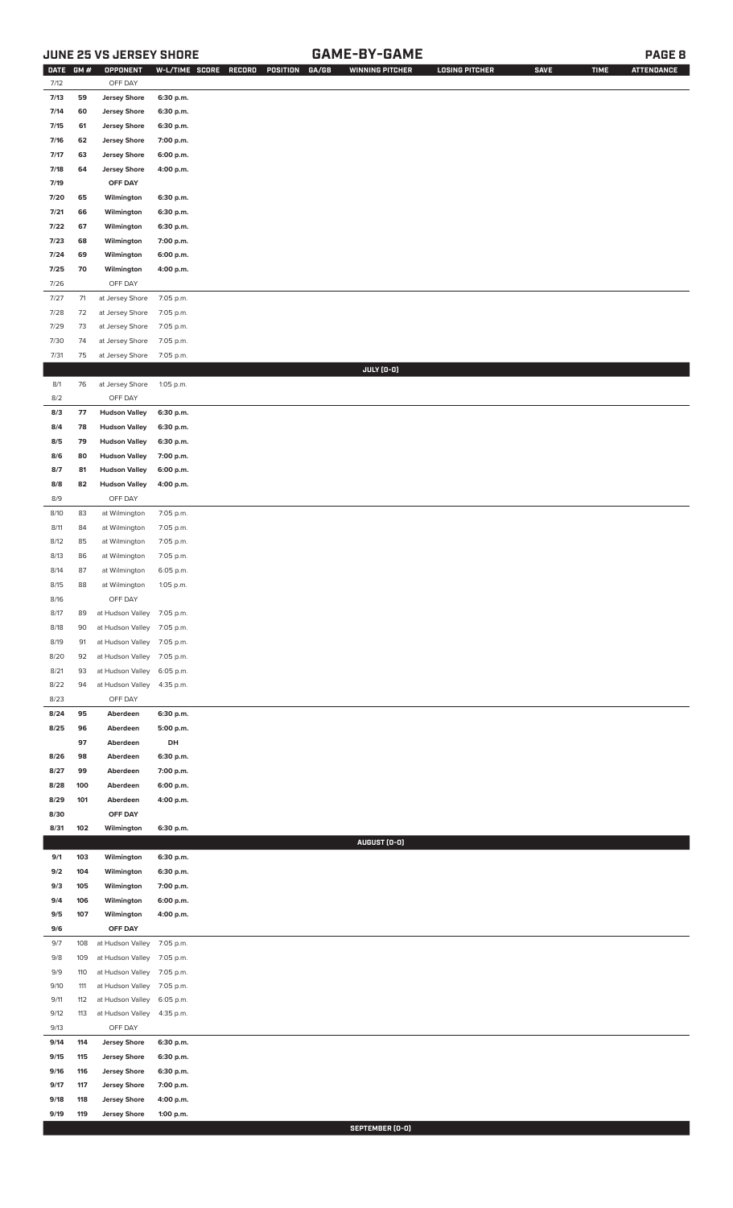## JUNE 25 VS JERSEY SHORE — GAME-BY-GAME

| DATE | GM # | OPPONENT | W-L/TIME | SCORE | RECORD | POSITION | GA/GB | WINNING PITCHER | LOSING PITCHER | SAVE | TIME | ATTENDANCE |
|---|---|---|---|---|---|---|---|---|---|---|---|---|
| 7/12 | | OFF DAY | | | | | | | | | | |
| 7/13 | 59 | Jersey Shore | 6:30 p.m. | | | | | | | | | |
| 7/14 | 60 | Jersey Shore | 6:30 p.m. | | | | | | | | | |
| 7/15 | 61 | Jersey Shore | 6:30 p.m. | | | | | | | | | |
| 7/16 | 62 | Jersey Shore | 7:00 p.m. | | | | | | | | | |
| 7/17 | 63 | Jersey Shore | 6:00 p.m. | | | | | | | | | |
| 7/18 | 64 | Jersey Shore | 4:00 p.m. | | | | | | | | | |
| 7/19 | | OFF DAY | | | | | | | | | | |
| 7/20 | 65 | Wilmington | 6:30 p.m. | | | | | | | | | |
| 7/21 | 66 | Wilmington | 6:30 p.m. | | | | | | | | | |
| 7/22 | 67 | Wilmington | 6:30 p.m. | | | | | | | | | |
| 7/23 | 68 | Wilmington | 7:00 p.m. | | | | | | | | | |
| 7/24 | 69 | Wilmington | 6:00 p.m. | | | | | | | | | |
| 7/25 | 70 | Wilmington | 4:00 p.m. | | | | | | | | | |
| 7/26 | | OFF DAY | | | | | | | | | | |
| 7/27 | 71 | at Jersey Shore | 7:05 p.m. | | | | | | | | | |
| 7/28 | 72 | at Jersey Shore | 7:05 p.m. | | | | | | | | | |
| 7/29 | 73 | at Jersey Shore | 7:05 p.m. | | | | | | | | | |
| 7/30 | 74 | at Jersey Shore | 7:05 p.m. | | | | | | | | | |
| 7/31 | 75 | at Jersey Shore | 7:05 p.m. | | | | | | | | | |
| | | | | | | | | JULY (0-0) | | | | |
| 8/1 | 76 | at Jersey Shore | 1:05 p.m. | | | | | | | | | |
| 8/2 | | OFF DAY | | | | | | | | | | |
| 8/3 | 77 | Hudson Valley | 6:30 p.m. | | | | | | | | | |
| 8/4 | 78 | Hudson Valley | 6:30 p.m. | | | | | | | | | |
| 8/5 | 79 | Hudson Valley | 6:30 p.m. | | | | | | | | | |
| 8/6 | 80 | Hudson Valley | 7:00 p.m. | | | | | | | | | |
| 8/7 | 81 | Hudson Valley | 6:00 p.m. | | | | | | | | | |
| 8/8 | 82 | Hudson Valley | 4:00 p.m. | | | | | | | | | |
| 8/9 | | OFF DAY | | | | | | | | | | |
| 8/10 | 83 | at Wilmington | 7:05 p.m. | | | | | | | | | |
| 8/11 | 84 | at Wilmington | 7:05 p.m. | | | | | | | | | |
| 8/12 | 85 | at Wilmington | 7:05 p.m. | | | | | | | | | |
| 8/13 | 86 | at Wilmington | 7:05 p.m. | | | | | | | | | |
| 8/14 | 87 | at Wilmington | 6:05 p.m. | | | | | | | | | |
| 8/15 | 88 | at Wilmington | 1:05 p.m. | | | | | | | | | |
| 8/16 | | OFF DAY | | | | | | | | | | |
| 8/17 | 89 | at Hudson Valley | 7:05 p.m. | | | | | | | | | |
| 8/18 | 90 | at Hudson Valley | 7:05 p.m. | | | | | | | | | |
| 8/19 | 91 | at Hudson Valley | 7:05 p.m. | | | | | | | | | |
| 8/20 | 92 | at Hudson Valley | 7:05 p.m. | | | | | | | | | |
| 8/21 | 93 | at Hudson Valley | 6:05 p.m. | | | | | | | | | |
| 8/22 | 94 | at Hudson Valley | 4:35 p.m. | | | | | | | | | |
| 8/23 | | OFF DAY | | | | | | | | | | |
| 8/24 | 95 | Aberdeen | 6:30 p.m. | | | | | | | | | |
| 8/25 | 96 | Aberdeen | 5:00 p.m. | | | | | | | | | |
| | 97 | Aberdeen | DH | | | | | | | | | |
| 8/26 | 98 | Aberdeen | 6:30 p.m. | | | | | | | | | |
| 8/27 | 99 | Aberdeen | 7:00 p.m. | | | | | | | | | |
| 8/28 | 100 | Aberdeen | 6:00 p.m. | | | | | | | | | |
| 8/29 | 101 | Aberdeen | 4:00 p.m. | | | | | | | | | |
| 8/30 | | OFF DAY | | | | | | | | | | |
| 8/31 | 102 | Wilmington | 6:30 p.m. | | | | | | | | | |
| | | | | | | | | AUGUST (0-0) | | | | |
| 9/1 | 103 | Wilmington | 6:30 p.m. | | | | | | | | | |
| 9/2 | 104 | Wilmington | 6:30 p.m. | | | | | | | | | |
| 9/3 | 105 | Wilmington | 7:00 p.m. | | | | | | | | | |
| 9/4 | 106 | Wilmington | 6:00 p.m. | | | | | | | | | |
| 9/5 | 107 | Wilmington | 4:00 p.m. | | | | | | | | | |
| 9/6 | | OFF DAY | | | | | | | | | | |
| 9/7 | 108 | at Hudson Valley | 7:05 p.m. | | | | | | | | | |
| 9/8 | 109 | at Hudson Valley | 7:05 p.m. | | | | | | | | | |
| 9/9 | 110 | at Hudson Valley | 7:05 p.m. | | | | | | | | | |
| 9/10 | 111 | at Hudson Valley | 7:05 p.m. | | | | | | | | | |
| 9/11 | 112 | at Hudson Valley | 6:05 p.m. | | | | | | | | | |
| 9/12 | 113 | at Hudson Valley | 4:35 p.m. | | | | | | | | | |
| 9/13 | | OFF DAY | | | | | | | | | | |
| 9/14 | 114 | Jersey Shore | 6:30 p.m. | | | | | | | | | |
| 9/15 | 115 | Jersey Shore | 6:30 p.m. | | | | | | | | | |
| 9/16 | 116 | Jersey Shore | 6:30 p.m. | | | | | | | | | |
| 9/17 | 117 | Jersey Shore | 7:00 p.m. | | | | | | | | | |
| 9/18 | 118 | Jersey Shore | 4:00 p.m. | | | | | | | | | |
| 9/19 | 119 | Jersey Shore | 1:00 p.m. | | | | | | | | | |
| | | | | | | | | SEPTEMBER (0-0) | | | | |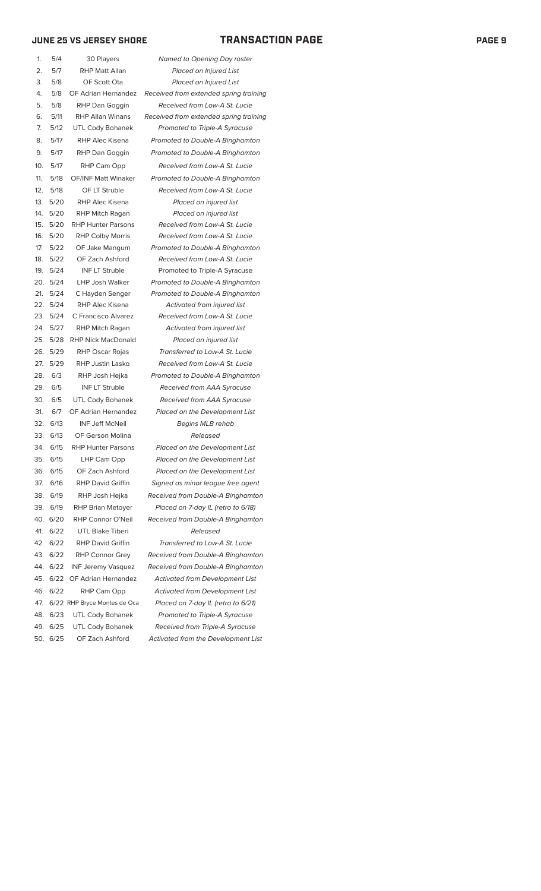# TRANSACTION PAGE

| | | | |
|---|---|---|---|
| 1. | 5/4 | 30 Players | *Named to Opening Day roster* |
| 2. | 5/7 | RHP Matt Allan | *Placed on Injured List* |
| 3. | 5/8 | OF Scott Ota | *Placed on Injured List* |
| 4. | 5/8 | OF Adrian Hernandez | *Received from extended spring training* |
| 5. | 5/8 | RHP Dan Goggin | *Received from Low-A St. Lucie* |
| 6. | 5/11 | RHP Allan Winans | *Received from extended spring training* |
| 7. | 5/12 | UTL Cody Bohanek | *Promoted to Triple-A Syracuse* |
| 8. | 5/17 | RHP Alec Kisena | *Promoted to Double-A Binghamton* |
| 9. | 5/17 | RHP Dan Goggin | *Promoted to Double-A Binghamton* |
| 10. | 5/17 | RHP Cam Opp | *Received from Low-A St. Lucie* |
| 11. | 5/18 | OF/INF Matt Winaker | *Promoted to Double-A Binghamton* |
| 12. | 5/18 | OF LT Struble | *Received from Low-A St. Lucie* |
| 13. | 5/20 | RHP Alec Kisena | *Placed on injured list* |
| 14. | 5/20 | RHP Mitch Ragan | *Placed on injured list* |
| 15. | 5/20 | RHP Hunter Parsons | *Received from Low-A St. Lucie* |
| 16. | 5/20 | RHP Colby Morris | *Received from Low-A St. Lucie* |
| 17. | 5/22 | OF Jake Mangum | *Promoted to Double-A Binghamton* |
| 18. | 5/22 | OF Zach Ashford | *Received from Low-A St. Lucie* |
| 19. | 5/24 | INF LT Struble | Promoted to Triple-A Syracuse |
| 20. | 5/24 | LHP Josh Walker | *Promoted to Double-A Binghamton* |
| 21. | 5/24 | C Hayden Senger | *Promoted to Double-A Binghamton* |
| 22. | 5/24 | RHP Alec Kisena | *Activated from injured list* |
| 23. | 5/24 | C Francisco Alvarez | *Received from Low-A St. Lucie* |
| 24. | 5/27 | RHP Mitch Ragan | *Activated from injured list* |
| 25. | 5/28 | RHP Nick MacDonald | *Placed on injured list* |
| 26. | 5/29 | RHP Oscar Rojas | *Transferred to Low-A St. Lucie* |
| 27. | 5/29 | RHP Justin Lasko | *Received from Low-A St. Lucie* |
| 28. | 6/3 | RHP Josh Hejka | *Promoted to Double-A Binghamton* |
| 29. | 6/5 | INF LT Struble | *Received from AAA Syracuse* |
| 30. | 6/5 | UTL Cody Bohanek | *Received from AAA Syracuse* |
| 31. | 6/7 | OF Adrian Hernandez | *Placed on the Development List* |
| 32. | 6/13 | INF Jeff McNeil | *Begins MLB rehab* |
| 33. | 6/13 | OF Gerson Molina | *Released* |
| 34. | 6/15 | RHP Hunter Parsons | *Placed on the Development List* |
| 35. | 6/15 | LHP Cam Opp | *Placed on the Development List* |
| 36. | 6/15 | OF Zach Ashford | *Placed on the Development List* |
| 37. | 6/16 | RHP David Griffin | *Signed as minor league free agent* |
| 38. | 6/19 | RHP Josh Hejka | *Received from Double-A Binghamton* |
| 39. | 6/19 | RHP Brian Metoyer | *Placed on 7-day IL (retro to 6/18)* |
| 40. | 6/20 | RHP Connor O'Neil | *Received from Double-A Binghamton* |
| 41. | 6/22 | UTL Blake Tiberi | *Released* |
| 42. | 6/22 | RHP David Griffin | *Transferred to Low-A St. Lucie* |
| 43. | 6/22 | RHP Connor Grey | *Received from Double-A Binghamton* |
| 44. | 6/22 | INF Jeremy Vasquez | *Received from Double-A Binghamton* |
| 45. | 6/22 | OF Adrian Hernandez | *Activated from Development List* |
| 46. | 6/22 | RHP Cam Opp | *Activated from Development List* |
| 47. | 6/22 | RHP Bryce Montes de Oca | *Placed on 7-day IL (retro to 6/21)* |
| 48. | 6/23 | UTL Cody Bohanek | *Promoted to Triple-A Syracuse* |
| 49. | 6/25 | UTL Cody Bohanek | *Received from Triple-A Syracuse* |
| 50. | 6/25 | OF Zach Ashford | *Activated from the Development List* |